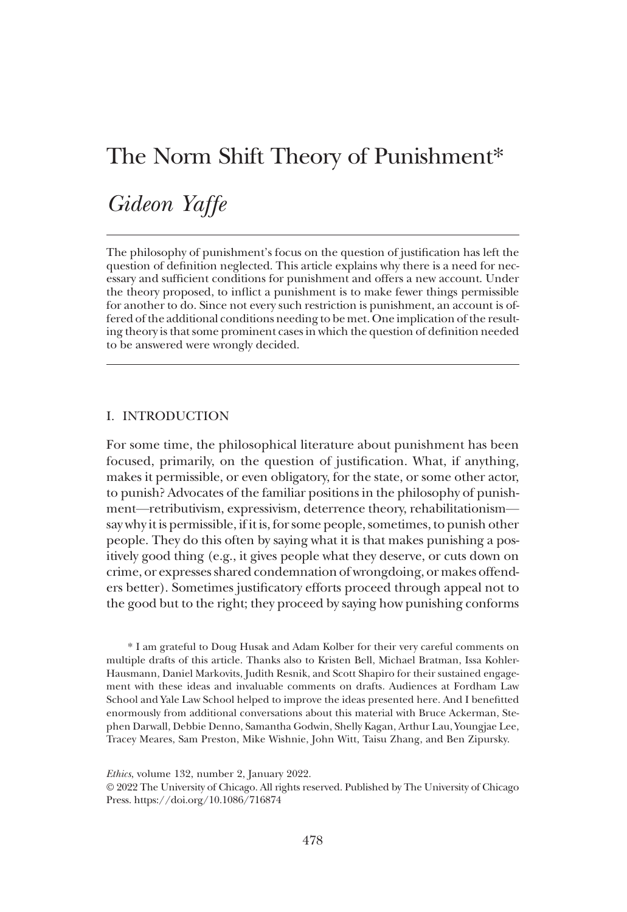# The Norm Shift Theory of Punishment*

## *Gideon Yaffe*

The philosophy of punishment's focus on the question of justification has left the question of definition neglected. This article explains why there is a need for necessary and sufficient conditions for punishment and offers a new account. Under the theory proposed, to inflict a punishment is to make fewer things permissible for another to do. Since not every such restriction is punishment, an account is offered of the additional conditions needing to be met. One implication of the resulting theory is that some prominent cases in which the question of definition needed to be answered were wrongly decided.

### I. INTRODUCTION

For some time, the philosophical literature about punishment has been focused, primarily, on the question of justification. What, if anything, makes it permissible, or even obligatory, for the state, or some other actor, to punish? Advocates of the familiar positions in the philosophy of punishment—retributivism, expressivism, deterrence theory, rehabilitationism—say why it is permissible, if it is, for some people, sometimes, to punish other people. They do this often by saying what it is that makes punishing a positively good thing (e.g., it gives people what they deserve, or cuts down on crime, or expresses shared condemnation of wrongdoing, or makes offenders better). Sometimes justificatory efforts proceed through appeal not to the good but to the right; they proceed by saying how punishing conforms

\* I am grateful to Doug Husak and Adam Kolber for their very careful comments on multiple drafts of this article. Thanks also to Kristen Bell, Michael Bratman, Issa Kohler-Hausmann, Daniel Markovits, Judith Resnik, and Scott Shapiro for their sustained engagement with these ideas and invaluable comments on drafts. Audiences at Fordham Law School and Yale Law School helped to improve the ideas presented here. And I benefitted enormously from additional conversations about this material with Bruce Ackerman, Stephen Darwall, Debbie Denno, Samantha Godwin, Shelly Kagan, Arthur Lau, Youngjae Lee, Tracey Meares, Sam Preston, Mike Wishnie, John Witt, Taisu Zhang, and Ben Zipursky.

*Ethics*, volume 132, number 2, January 2022.
© 2022 The University of Chicago. All rights reserved. Published by The University of Chicago Press. https://doi.org/10.1086/716874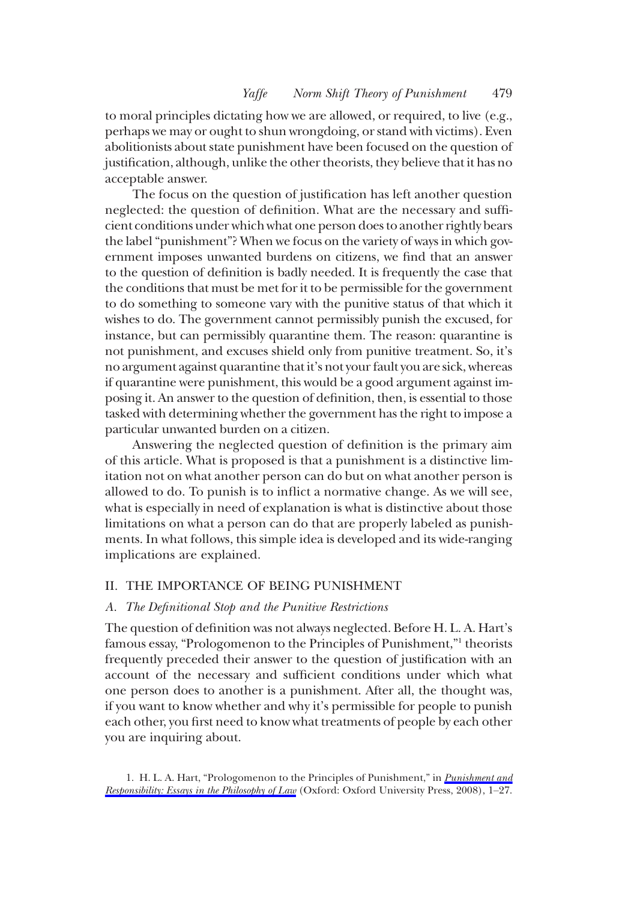to moral principles dictating how we are allowed, or required, to live (e.g., perhaps we may or ought to shun wrongdoing, or stand with victims). Even abolitionists about state punishment have been focused on the question of justification, although, unlike the other theorists, they believe that it has no acceptable answer.

The focus on the question of justification has left another question neglected: the question of definition. What are the necessary and sufficient conditions under which what one person does to another rightly bears the label "punishment"? When we focus on the variety of ways in which government imposes unwanted burdens on citizens, we find that an answer to the question of definition is badly needed. It is frequently the case that the conditions that must be met for it to be permissible for the government to do something to someone vary with the punitive status of that which it wishes to do. The government cannot permissibly punish the excused, for instance, but can permissibly quarantine them. The reason: quarantine is not punishment, and excuses shield only from punitive treatment. So, it's no argument against quarantine that it's not your fault you are sick, whereas if quarantine were punishment, this would be a good argument against imposing it. An answer to the question of definition, then, is essential to those tasked with determining whether the government has the right to impose a particular unwanted burden on a citizen.

Answering the neglected question of definition is the primary aim of this article. What is proposed is that a punishment is a distinctive limitation not on what another person can do but on what another person is allowed to do. To punish is to inflict a normative change. As we will see, what is especially in need of explanation is what is distinctive about those limitations on what a person can do that are properly labeled as punishments. In what follows, this simple idea is developed and its wide-ranging implications are explained.

## II. THE IMPORTANCE OF BEING PUNISHMENT

### *A. The Definitional Stop and the Punitive Restrictions*

The question of definition was not always neglected. Before H. L. A. Hart's famous essay, "Prologomenon to the Principles of Punishment,"[1] theorists frequently preceded their answer to the question of justification with an account of the necessary and sufficient conditions under which what one person does to another is a punishment. After all, the thought was, if you want to know whether and why it's permissible for people to punish each other, you first need to know what treatments of people by each other you are inquiring about.

1. H. L. A. Hart, "Prologomenon to the Principles of Punishment," in *Punishment and Responsibility: Essays in the Philosophy of Law* (Oxford: Oxford University Press, 2008), 1–27.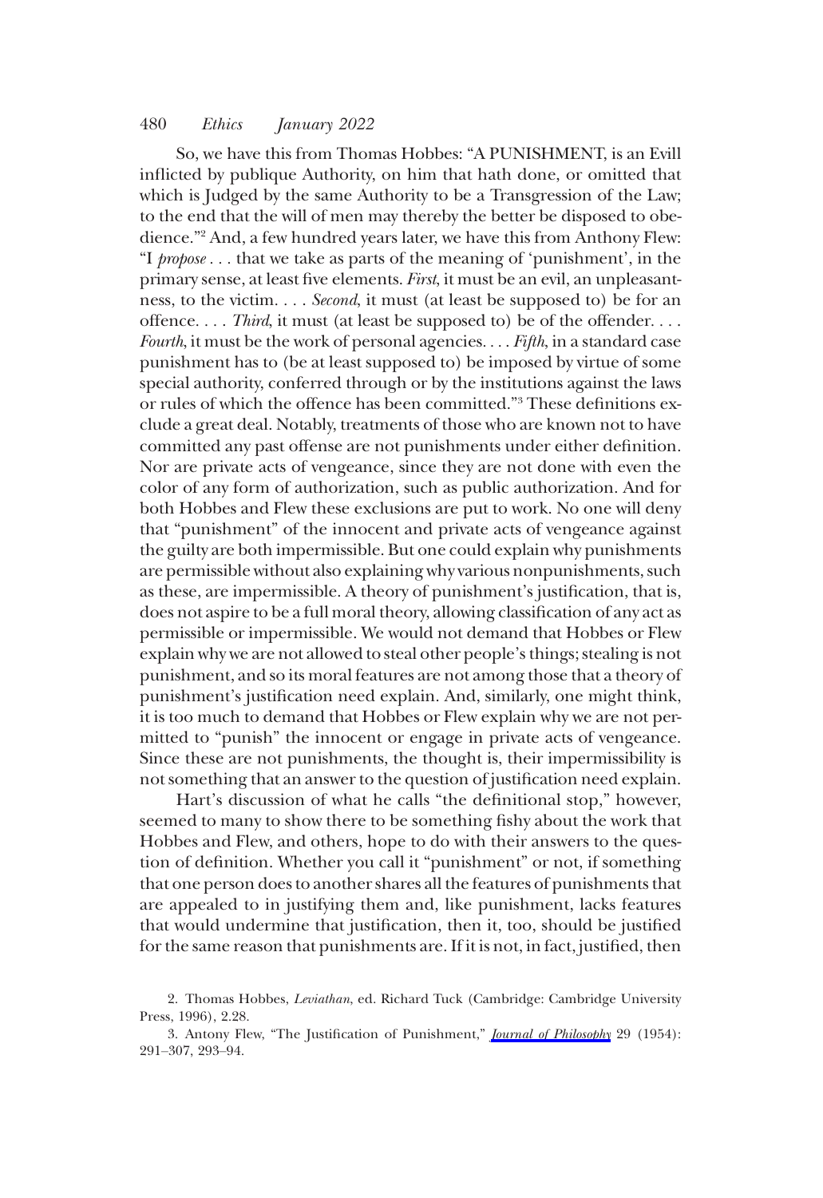So, we have this from Thomas Hobbes: "A PUNISHMENT, is an Evill inflicted by publique Authority, on him that hath done, or omitted that which is Judged by the same Authority to be a Transgression of the Law; to the end that the will of men may thereby the better be disposed to obedience."[2] And, a few hundred years later, we have this from Anthony Flew: "I *propose* . . . that we take as parts of the meaning of 'punishment', in the primary sense, at least five elements. *First*, it must be an evil, an unpleasantness, to the victim. . . . *Second*, it must (at least be supposed to) be for an offence. . . . *Third*, it must (at least be supposed to) be of the offender. . . . *Fourth*, it must be the work of personal agencies. . . . *Fifth*, in a standard case punishment has to (be at least supposed to) be imposed by virtue of some special authority, conferred through or by the institutions against the laws or rules of which the offence has been committed."[3] These definitions exclude a great deal. Notably, treatments of those who are known not to have committed any past offense are not punishments under either definition. Nor are private acts of vengeance, since they are not done with even the color of any form of authorization, such as public authorization. And for both Hobbes and Flew these exclusions are put to work. No one will deny that "punishment" of the innocent and private acts of vengeance against the guilty are both impermissible. But one could explain why punishments are permissible without also explaining why various nonpunishments, such as these, are impermissible. A theory of punishment's justification, that is, does not aspire to be a full moral theory, allowing classification of any act as permissible or impermissible. We would not demand that Hobbes or Flew explain why we are not allowed to steal other people's things; stealing is not punishment, and so its moral features are not among those that a theory of punishment's justification need explain. And, similarly, one might think, it is too much to demand that Hobbes or Flew explain why we are not permitted to "punish" the innocent or engage in private acts of vengeance. Since these are not punishments, the thought is, their impermissibility is not something that an answer to the question of justification need explain.

Hart's discussion of what he calls "the definitional stop," however, seemed to many to show there to be something fishy about the work that Hobbes and Flew, and others, hope to do with their answers to the question of definition. Whether you call it "punishment" or not, if something that one person does to another shares all the features of punishments that are appealed to in justifying them and, like punishment, lacks features that would undermine that justification, then it, too, should be justified for the same reason that punishments are. If it is not, in fact, justified, then

2. Thomas Hobbes, *Leviathan*, ed. Richard Tuck (Cambridge: Cambridge University Press, 1996), 2.28.

3. Antony Flew, "The Justification of Punishment," *Journal of Philosophy* 29 (1954): 291–307, 293–94.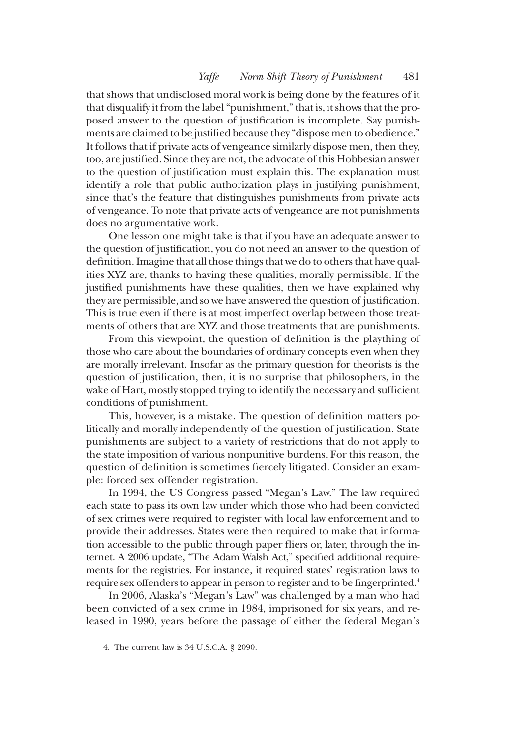that shows that undisclosed moral work is being done by the features of it that disqualify it from the label "punishment," that is, it shows that the proposed answer to the question of justification is incomplete. Say punishments are claimed to be justified because they "dispose men to obedience." It follows that if private acts of vengeance similarly dispose men, then they, too, are justified. Since they are not, the advocate of this Hobbesian answer to the question of justification must explain this. The explanation must identify a role that public authorization plays in justifying punishment, since that's the feature that distinguishes punishments from private acts of vengeance. To note that private acts of vengeance are not punishments does no argumentative work.

One lesson one might take is that if you have an adequate answer to the question of justification, you do not need an answer to the question of definition. Imagine that all those things that we do to others that have qualities XYZ are, thanks to having these qualities, morally permissible. If the justified punishments have these qualities, then we have explained why they are permissible, and so we have answered the question of justification. This is true even if there is at most imperfect overlap between those treatments of others that are XYZ and those treatments that are punishments.

From this viewpoint, the question of definition is the plaything of those who care about the boundaries of ordinary concepts even when they are morally irrelevant. Insofar as the primary question for theorists is the question of justification, then, it is no surprise that philosophers, in the wake of Hart, mostly stopped trying to identify the necessary and sufficient conditions of punishment.

This, however, is a mistake. The question of definition matters politically and morally independently of the question of justification. State punishments are subject to a variety of restrictions that do not apply to the state imposition of various nonpunitive burdens. For this reason, the question of definition is sometimes fiercely litigated. Consider an example: forced sex offender registration.

In 1994, the US Congress passed "Megan's Law." The law required each state to pass its own law under which those who had been convicted of sex crimes were required to register with local law enforcement and to provide their addresses. States were then required to make that information accessible to the public through paper fliers or, later, through the internet. A 2006 update, "The Adam Walsh Act," specified additional requirements for the registries. For instance, it required states' registration laws to require sex offenders to appear in person to register and to be fingerprinted.[4]

In 2006, Alaska's "Megan's Law" was challenged by a man who had been convicted of a sex crime in 1984, imprisoned for six years, and released in 1990, years before the passage of either the federal Megan's

4. The current law is 34 U.S.C.A. § 2090.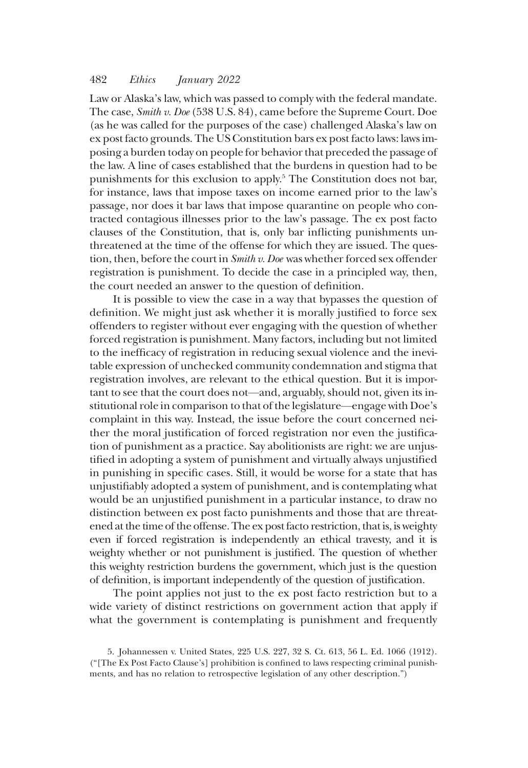Law or Alaska's law, which was passed to comply with the federal mandate. The case, *Smith v. Doe* (538 U.S. 84), came before the Supreme Court. Doe (as he was called for the purposes of the case) challenged Alaska's law on ex post facto grounds. The US Constitution bars ex post facto laws: laws imposing a burden today on people for behavior that preceded the passage of the law. A line of cases established that the burdens in question had to be punishments for this exclusion to apply.[5] The Constitution does not bar, for instance, laws that impose taxes on income earned prior to the law's passage, nor does it bar laws that impose quarantine on people who contracted contagious illnesses prior to the law's passage. The ex post facto clauses of the Constitution, that is, only bar inflicting punishments unthreatened at the time of the offense for which they are issued. The question, then, before the court in *Smith v. Doe* was whether forced sex offender registration is punishment. To decide the case in a principled way, then, the court needed an answer to the question of definition.

It is possible to view the case in a way that bypasses the question of definition. We might just ask whether it is morally justified to force sex offenders to register without ever engaging with the question of whether forced registration is punishment. Many factors, including but not limited to the inefficacy of registration in reducing sexual violence and the inevitable expression of unchecked community condemnation and stigma that registration involves, are relevant to the ethical question. But it is important to see that the court does not—and, arguably, should not, given its institutional role in comparison to that of the legislature—engage with Doe's complaint in this way. Instead, the issue before the court concerned neither the moral justification of forced registration nor even the justification of punishment as a practice. Say abolitionists are right: we are unjustified in adopting a system of punishment and virtually always unjustified in punishing in specific cases. Still, it would be worse for a state that has unjustifiably adopted a system of punishment, and is contemplating what would be an unjustified punishment in a particular instance, to draw no distinction between ex post facto punishments and those that are threatened at the time of the offense. The ex post facto restriction, that is, is weighty even if forced registration is independently an ethical travesty, and it is weighty whether or not punishment is justified. The question of whether this weighty restriction burdens the government, which just is the question of definition, is important independently of the question of justification.

The point applies not just to the ex post facto restriction but to a wide variety of distinct restrictions on government action that apply if what the government is contemplating is punishment and frequently

5. Johannessen v. United States, 225 U.S. 227, 32 S. Ct. 613, 56 L. Ed. 1066 (1912). ("[The Ex Post Facto Clause's] prohibition is confined to laws respecting criminal punishments, and has no relation to retrospective legislation of any other description.")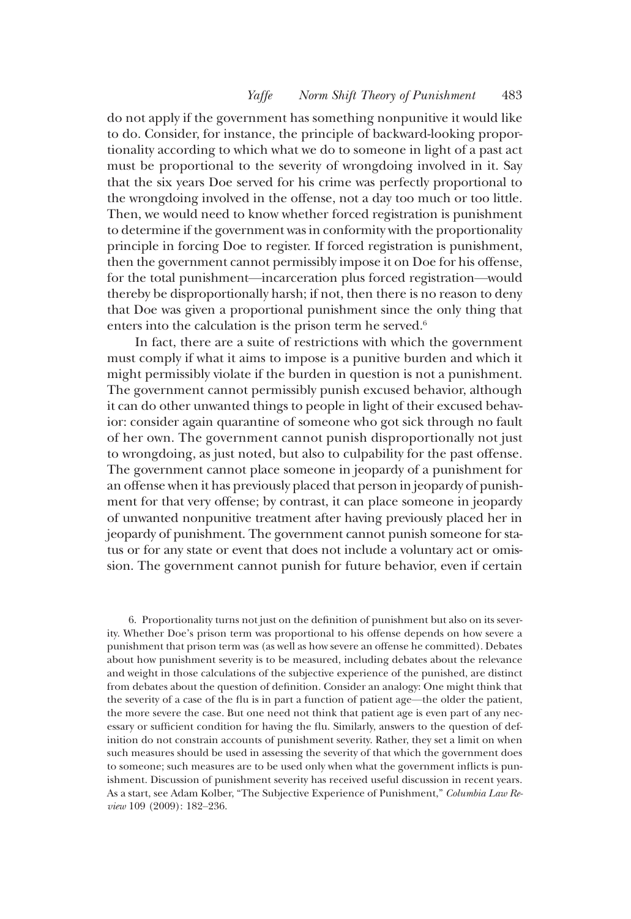do not apply if the government has something nonpunitive it would like to do. Consider, for instance, the principle of backward-looking proportionality according to which what we do to someone in light of a past act must be proportional to the severity of wrongdoing involved in it. Say that the six years Doe served for his crime was perfectly proportional to the wrongdoing involved in the offense, not a day too much or too little. Then, we would need to know whether forced registration is punishment to determine if the government was in conformity with the proportionality principle in forcing Doe to register. If forced registration is punishment, then the government cannot permissibly impose it on Doe for his offense, for the total punishment—incarceration plus forced registration—would thereby be disproportionally harsh; if not, then there is no reason to deny that Doe was given a proportional punishment since the only thing that enters into the calculation is the prison term he served.[6]

In fact, there are a suite of restrictions with which the government must comply if what it aims to impose is a punitive burden and which it might permissibly violate if the burden in question is not a punishment. The government cannot permissibly punish excused behavior, although it can do other unwanted things to people in light of their excused behavior: consider again quarantine of someone who got sick through no fault of her own. The government cannot punish disproportionally not just to wrongdoing, as just noted, but also to culpability for the past offense. The government cannot place someone in jeopardy of a punishment for an offense when it has previously placed that person in jeopardy of punishment for that very offense; by contrast, it can place someone in jeopardy of unwanted nonpunitive treatment after having previously placed her in jeopardy of punishment. The government cannot punish someone for status or for any state or event that does not include a voluntary act or omission. The government cannot punish for future behavior, even if certain

6. Proportionality turns not just on the definition of punishment but also on its severity. Whether Doe's prison term was proportional to his offense depends on how severe a punishment that prison term was (as well as how severe an offense he committed). Debates about how punishment severity is to be measured, including debates about the relevance and weight in those calculations of the subjective experience of the punished, are distinct from debates about the question of definition. Consider an analogy: One might think that the severity of a case of the flu is in part a function of patient age—the older the patient, the more severe the case. But one need not think that patient age is even part of any necessary or sufficient condition for having the flu. Similarly, answers to the question of definition do not constrain accounts of punishment severity. Rather, they set a limit on when such measures should be used in assessing the severity of that which the government does to someone; such measures are to be used only when what the government inflicts is punishment. Discussion of punishment severity has received useful discussion in recent years. As a start, see Adam Kolber, "The Subjective Experience of Punishment," *Columbia Law Review* 109 (2009): 182–236.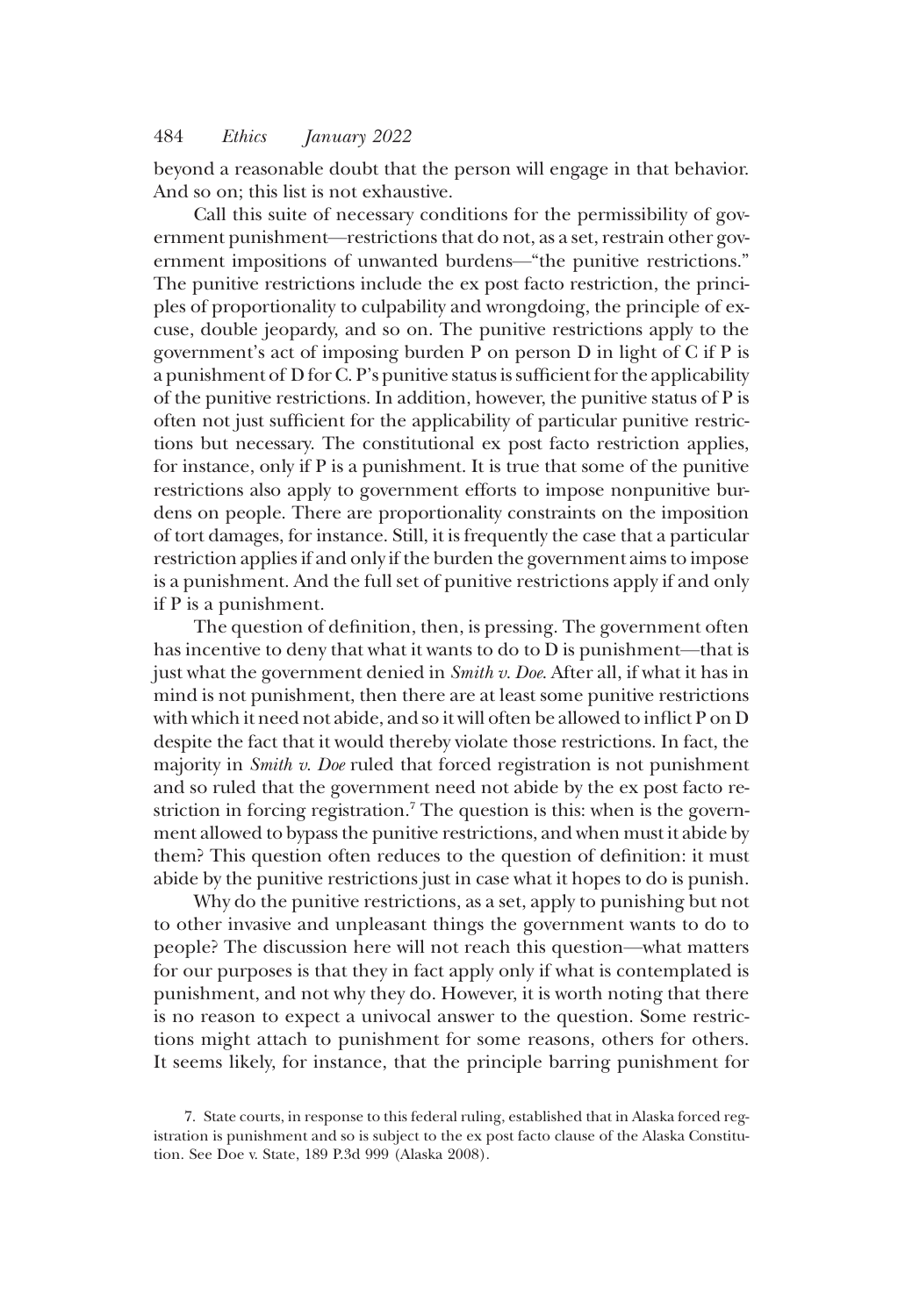beyond a reasonable doubt that the person will engage in that behavior. And so on; this list is not exhaustive.

Call this suite of necessary conditions for the permissibility of government punishment—restrictions that do not, as a set, restrain other government impositions of unwanted burdens—"the punitive restrictions." The punitive restrictions include the ex post facto restriction, the principles of proportionality to culpability and wrongdoing, the principle of excuse, double jeopardy, and so on. The punitive restrictions apply to the government's act of imposing burden P on person D in light of C if P is a punishment of D for C. P's punitive status is sufficient for the applicability of the punitive restrictions. In addition, however, the punitive status of P is often not just sufficient for the applicability of particular punitive restrictions but necessary. The constitutional ex post facto restriction applies, for instance, only if P is a punishment. It is true that some of the punitive restrictions also apply to government efforts to impose nonpunitive burdens on people. There are proportionality constraints on the imposition of tort damages, for instance. Still, it is frequently the case that a particular restriction applies if and only if the burden the government aims to impose is a punishment. And the full set of punitive restrictions apply if and only if P is a punishment.

The question of definition, then, is pressing. The government often has incentive to deny that what it wants to do to D is punishment—that is just what the government denied in *Smith v. Doe*. After all, if what it has in mind is not punishment, then there are at least some punitive restrictions with which it need not abide, and so it will often be allowed to inflict P on D despite the fact that it would thereby violate those restrictions. In fact, the majority in *Smith v. Doe* ruled that forced registration is not punishment and so ruled that the government need not abide by the ex post facto restriction in forcing registration.[7] The question is this: when is the government allowed to bypass the punitive restrictions, and when must it abide by them? This question often reduces to the question of definition: it must abide by the punitive restrictions just in case what it hopes to do is punish.

Why do the punitive restrictions, as a set, apply to punishing but not to other invasive and unpleasant things the government wants to do to people? The discussion here will not reach this question—what matters for our purposes is that they in fact apply only if what is contemplated is punishment, and not why they do. However, it is worth noting that there is no reason to expect a univocal answer to the question. Some restrictions might attach to punishment for some reasons, others for others. It seems likely, for instance, that the principle barring punishment for

7. State courts, in response to this federal ruling, established that in Alaska forced registration is punishment and so is subject to the ex post facto clause of the Alaska Constitution. See Doe v. State, 189 P.3d 999 (Alaska 2008).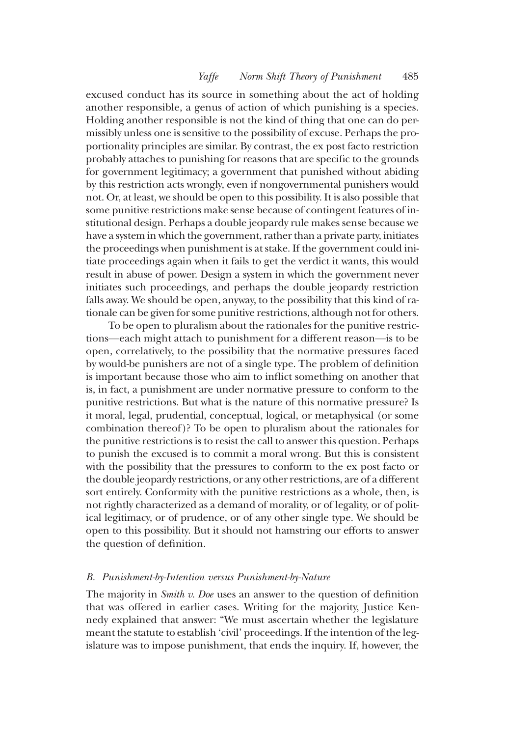excused conduct has its source in something about the act of holding another responsible, a genus of action of which punishing is a species. Holding another responsible is not the kind of thing that one can do permissibly unless one is sensitive to the possibility of excuse. Perhaps the proportionality principles are similar. By contrast, the ex post facto restriction probably attaches to punishing for reasons that are specific to the grounds for government legitimacy; a government that punished without abiding by this restriction acts wrongly, even if nongovernmental punishers would not. Or, at least, we should be open to this possibility. It is also possible that some punitive restrictions make sense because of contingent features of institutional design. Perhaps a double jeopardy rule makes sense because we have a system in which the government, rather than a private party, initiates the proceedings when punishment is at stake. If the government could initiate proceedings again when it fails to get the verdict it wants, this would result in abuse of power. Design a system in which the government never initiates such proceedings, and perhaps the double jeopardy restriction falls away. We should be open, anyway, to the possibility that this kind of rationale can be given for some punitive restrictions, although not for others.

To be open to pluralism about the rationales for the punitive restrictions—each might attach to punishment for a different reason—is to be open, correlatively, to the possibility that the normative pressures faced by would-be punishers are not of a single type. The problem of definition is important because those who aim to inflict something on another that is, in fact, a punishment are under normative pressure to conform to the punitive restrictions. But what is the nature of this normative pressure? Is it moral, legal, prudential, conceptual, logical, or metaphysical (or some combination thereof)? To be open to pluralism about the rationales for the punitive restrictions is to resist the call to answer this question. Perhaps to punish the excused is to commit a moral wrong. But this is consistent with the possibility that the pressures to conform to the ex post facto or the double jeopardy restrictions, or any other restrictions, are of a different sort entirely. Conformity with the punitive restrictions as a whole, then, is not rightly characterized as a demand of morality, or of legality, or of political legitimacy, or of prudence, or of any other single type. We should be open to this possibility. But it should not hamstring our efforts to answer the question of definition.

### B. *Punishment-by-Intention versus Punishment-by-Nature*

The majority in *Smith v. Doe* uses an answer to the question of definition that was offered in earlier cases. Writing for the majority, Justice Kennedy explained that answer: "We must ascertain whether the legislature meant the statute to establish 'civil' proceedings. If the intention of the legislature was to impose punishment, that ends the inquiry. If, however, the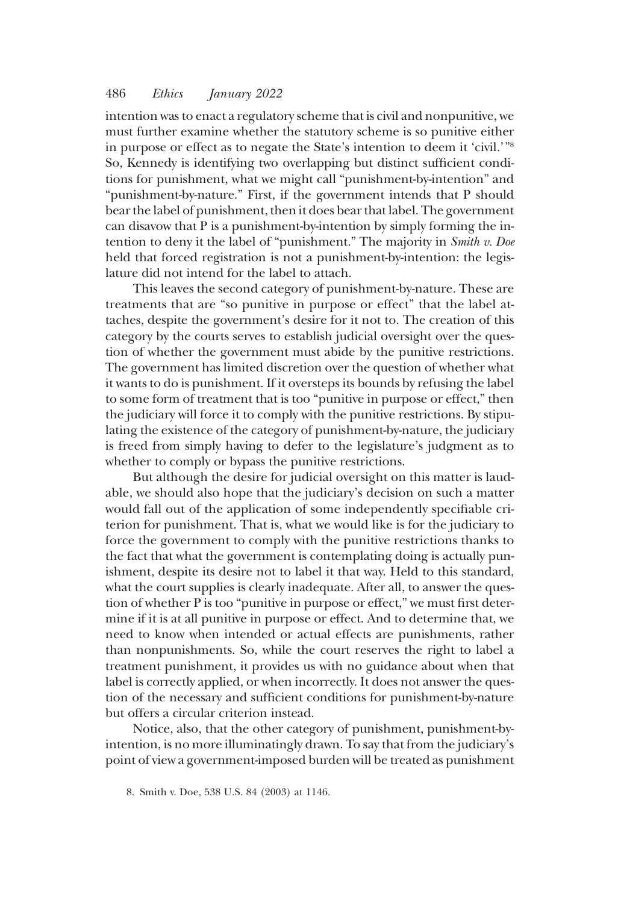intention was to enact a regulatory scheme that is civil and nonpunitive, we must further examine whether the statutory scheme is so punitive either in purpose or effect as to negate the State's intention to deem it 'civil.'"[8] So, Kennedy is identifying two overlapping but distinct sufficient conditions for punishment, what we might call "punishment-by-intention" and "punishment-by-nature." First, if the government intends that P should bear the label of punishment, then it does bear that label. The government can disavow that P is a punishment-by-intention by simply forming the intention to deny it the label of "punishment." The majority in *Smith v. Doe* held that forced registration is not a punishment-by-intention: the legislature did not intend for the label to attach.

This leaves the second category of punishment-by-nature. These are treatments that are "so punitive in purpose or effect" that the label attaches, despite the government's desire for it not to. The creation of this category by the courts serves to establish judicial oversight over the question of whether the government must abide by the punitive restrictions. The government has limited discretion over the question of whether what it wants to do is punishment. If it oversteps its bounds by refusing the label to some form of treatment that is too "punitive in purpose or effect," then the judiciary will force it to comply with the punitive restrictions. By stipulating the existence of the category of punishment-by-nature, the judiciary is freed from simply having to defer to the legislature's judgment as to whether to comply or bypass the punitive restrictions.

But although the desire for judicial oversight on this matter is laudable, we should also hope that the judiciary's decision on such a matter would fall out of the application of some independently specifiable criterion for punishment. That is, what we would like is for the judiciary to force the government to comply with the punitive restrictions thanks to the fact that what the government is contemplating doing is actually punishment, despite its desire not to label it that way. Held to this standard, what the court supplies is clearly inadequate. After all, to answer the question of whether P is too "punitive in purpose or effect," we must first determine if it is at all punitive in purpose or effect. And to determine that, we need to know when intended or actual effects are punishments, rather than nonpunishments. So, while the court reserves the right to label a treatment punishment, it provides us with no guidance about when that label is correctly applied, or when incorrectly. It does not answer the question of the necessary and sufficient conditions for punishment-by-nature but offers a circular criterion instead.

Notice, also, that the other category of punishment, punishment-by-intention, is no more illuminatingly drawn. To say that from the judiciary's point of view a government-imposed burden will be treated as punishment

8. Smith v. Doe, 538 U.S. 84 (2003) at 1146.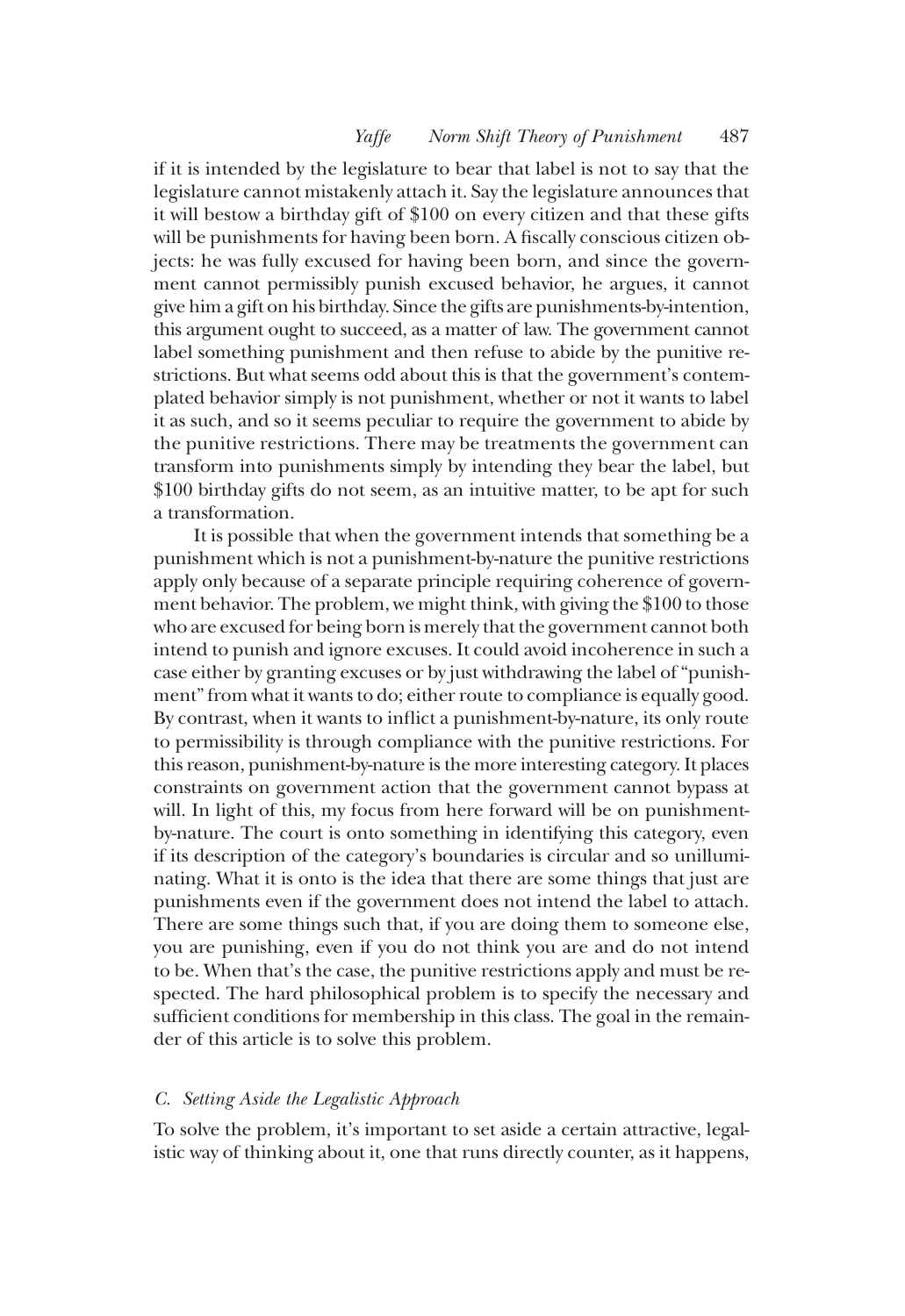if it is intended by the legislature to bear that label is not to say that the legislature cannot mistakenly attach it. Say the legislature announces that it will bestow a birthday gift of $100 on every citizen and that these gifts will be punishments for having been born. A fiscally conscious citizen objects: he was fully excused for having been born, and since the government cannot permissibly punish excused behavior, he argues, it cannot give him a gift on his birthday. Since the gifts are punishments-by-intention, this argument ought to succeed, as a matter of law. The government cannot label something punishment and then refuse to abide by the punitive restrictions. But what seems odd about this is that the government's contemplated behavior simply is not punishment, whether or not it wants to label it as such, and so it seems peculiar to require the government to abide by the punitive restrictions. There may be treatments the government can transform into punishments simply by intending they bear the label, but $100 birthday gifts do not seem, as an intuitive matter, to be apt for such a transformation.

It is possible that when the government intends that something be a punishment which is not a punishment-by-nature the punitive restrictions apply only because of a separate principle requiring coherence of government behavior. The problem, we might think, with giving the $100 to those who are excused for being born is merely that the government cannot both intend to punish and ignore excuses. It could avoid incoherence in such a case either by granting excuses or by just withdrawing the label of "punishment" from what it wants to do; either route to compliance is equally good. By contrast, when it wants to inflict a punishment-by-nature, its only route to permissibility is through compliance with the punitive restrictions. For this reason, punishment-by-nature is the more interesting category. It places constraints on government action that the government cannot bypass at will. In light of this, my focus from here forward will be on punishment-by-nature. The court is onto something in identifying this category, even if its description of the category's boundaries is circular and so unilluminating. What it is onto is the idea that there are some things that just are punishments even if the government does not intend the label to attach. There are some things such that, if you are doing them to someone else, you are punishing, even if you do not think you are and do not intend to be. When that's the case, the punitive restrictions apply and must be respected. The hard philosophical problem is to specify the necessary and sufficient conditions for membership in this class. The goal in the remainder of this article is to solve this problem.

### *C. Setting Aside the Legalistic Approach*

To solve the problem, it's important to set aside a certain attractive, legalistic way of thinking about it, one that runs directly counter, as it happens,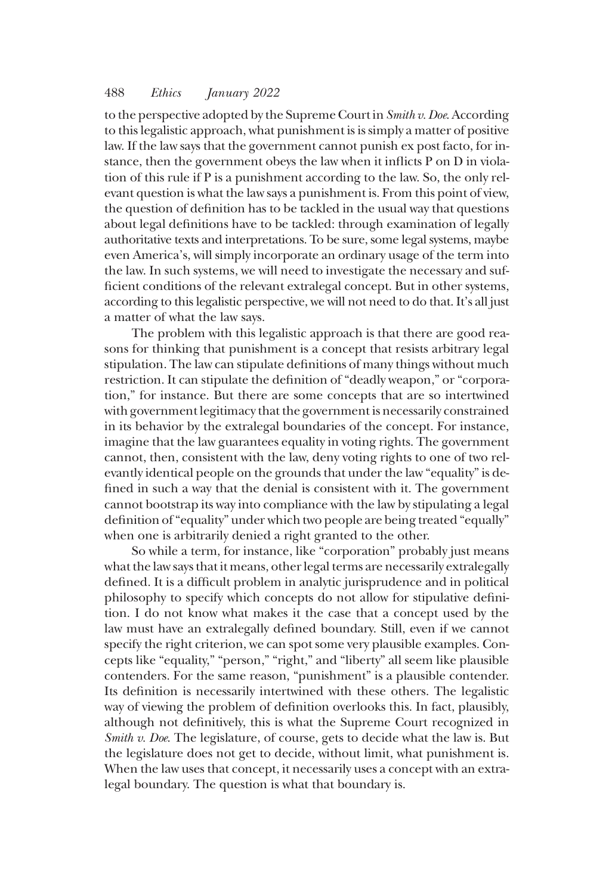to the perspective adopted by the Supreme Court in *Smith v. Doe*. According to this legalistic approach, what punishment is is simply a matter of positive law. If the law says that the government cannot punish ex post facto, for instance, then the government obeys the law when it inflicts P on D in violation of this rule if P is a punishment according to the law. So, the only relevant question is what the law says a punishment is. From this point of view, the question of definition has to be tackled in the usual way that questions about legal definitions have to be tackled: through examination of legally authoritative texts and interpretations. To be sure, some legal systems, maybe even America's, will simply incorporate an ordinary usage of the term into the law. In such systems, we will need to investigate the necessary and sufficient conditions of the relevant extralegal concept. But in other systems, according to this legalistic perspective, we will not need to do that. It's all just a matter of what the law says.

The problem with this legalistic approach is that there are good reasons for thinking that punishment is a concept that resists arbitrary legal stipulation. The law can stipulate definitions of many things without much restriction. It can stipulate the definition of "deadly weapon," or "corporation," for instance. But there are some concepts that are so intertwined with government legitimacy that the government is necessarily constrained in its behavior by the extralegal boundaries of the concept. For instance, imagine that the law guarantees equality in voting rights. The government cannot, then, consistent with the law, deny voting rights to one of two relevantly identical people on the grounds that under the law "equality" is defined in such a way that the denial is consistent with it. The government cannot bootstrap its way into compliance with the law by stipulating a legal definition of "equality" under which two people are being treated "equally" when one is arbitrarily denied a right granted to the other.

So while a term, for instance, like "corporation" probably just means what the law says that it means, other legal terms are necessarily extralegally defined. It is a difficult problem in analytic jurisprudence and in political philosophy to specify which concepts do not allow for stipulative definition. I do not know what makes it the case that a concept used by the law must have an extralegally defined boundary. Still, even if we cannot specify the right criterion, we can spot some very plausible examples. Concepts like "equality," "person," "right," and "liberty" all seem like plausible contenders. For the same reason, "punishment" is a plausible contender. Its definition is necessarily intertwined with these others. The legalistic way of viewing the problem of definition overlooks this. In fact, plausibly, although not definitively, this is what the Supreme Court recognized in *Smith v. Doe*. The legislature, of course, gets to decide what the law is. But the legislature does not get to decide, without limit, what punishment is. When the law uses that concept, it necessarily uses a concept with an extralegal boundary. The question is what that boundary is.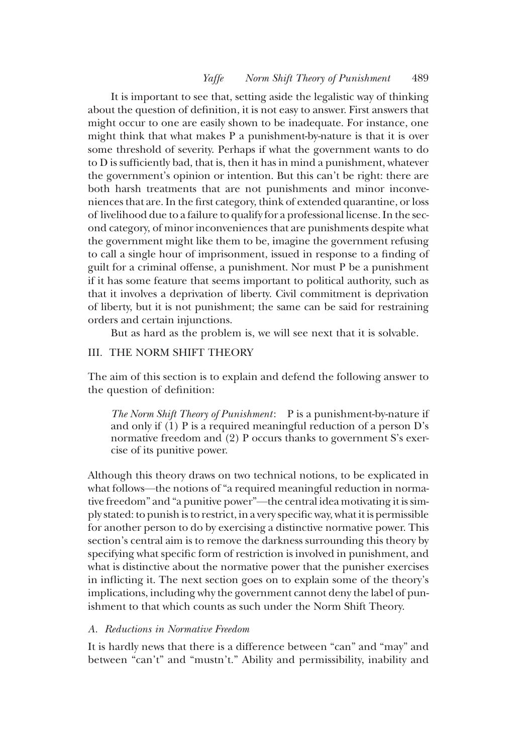It is important to see that, setting aside the legalistic way of thinking about the question of definition, it is not easy to answer. First answers that might occur to one are easily shown to be inadequate. For instance, one might think that what makes P a punishment-by-nature is that it is over some threshold of severity. Perhaps if what the government wants to do to D is sufficiently bad, that is, then it has in mind a punishment, whatever the government's opinion or intention. But this can't be right: there are both harsh treatments that are not punishments and minor inconveniences that are. In the first category, think of extended quarantine, or loss of livelihood due to a failure to qualify for a professional license. In the second category, of minor inconveniences that are punishments despite what the government might like them to be, imagine the government refusing to call a single hour of imprisonment, issued in response to a finding of guilt for a criminal offense, a punishment. Nor must P be a punishment if it has some feature that seems important to political authority, such as that it involves a deprivation of liberty. Civil commitment is deprivation of liberty, but it is not punishment; the same can be said for restraining orders and certain injunctions.

But as hard as the problem is, we will see next that it is solvable.

## III. THE NORM SHIFT THEORY

The aim of this section is to explain and defend the following answer to the question of definition:

> *The Norm Shift Theory of Punishment*: P is a punishment-by-nature if and only if (1) P is a required meaningful reduction of a person D's normative freedom and (2) P occurs thanks to government S's exercise of its punitive power.

Although this theory draws on two technical notions, to be explicated in what follows—the notions of "a required meaningful reduction in normative freedom" and "a punitive power"—the central idea motivating it is simply stated: to punish is to restrict, in a very specific way, what it is permissible for another person to do by exercising a distinctive normative power. This section's central aim is to remove the darkness surrounding this theory by specifying what specific form of restriction is involved in punishment, and what is distinctive about the normative power that the punisher exercises in inflicting it. The next section goes on to explain some of the theory's implications, including why the government cannot deny the label of punishment to that which counts as such under the Norm Shift Theory.

### A. *Reductions in Normative Freedom*

It is hardly news that there is a difference between "can" and "may" and between "can't" and "mustn't." Ability and permissibility, inability and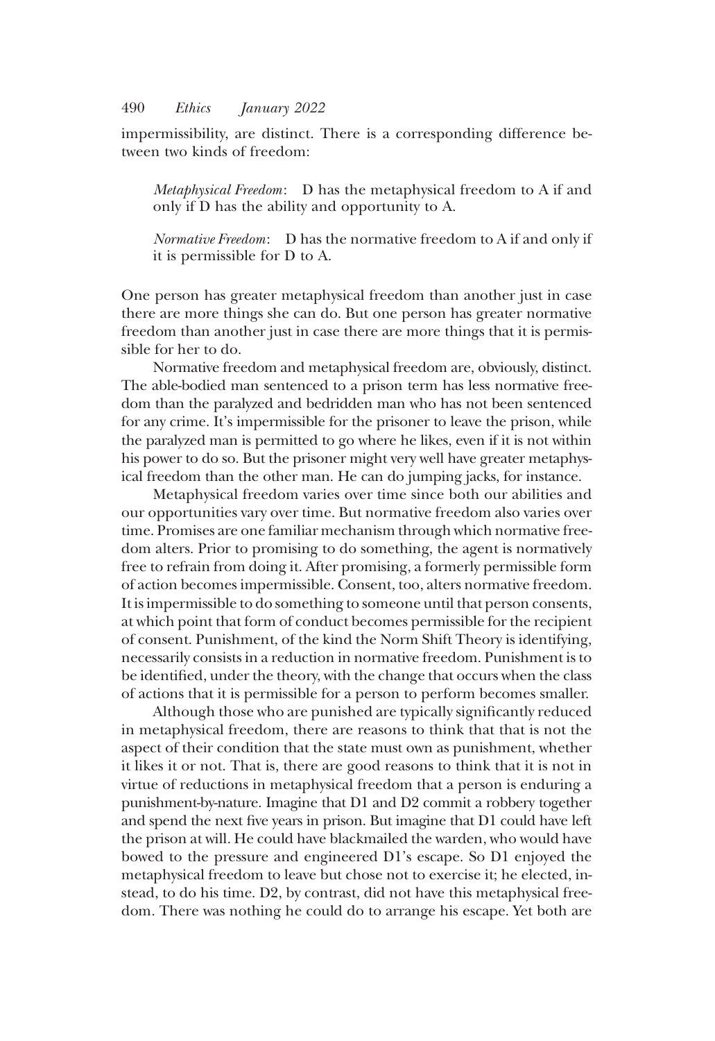impermissibility, are distinct. There is a corresponding difference between two kinds of freedom:

> *Metaphysical Freedom*: D has the metaphysical freedom to A if and only if D has the ability and opportunity to A.
>
> *Normative Freedom*: D has the normative freedom to A if and only if it is permissible for D to A.

One person has greater metaphysical freedom than another just in case there are more things she can do. But one person has greater normative freedom than another just in case there are more things that it is permissible for her to do.

Normative freedom and metaphysical freedom are, obviously, distinct. The able-bodied man sentenced to a prison term has less normative freedom than the paralyzed and bedridden man who has not been sentenced for any crime. It's impermissible for the prisoner to leave the prison, while the paralyzed man is permitted to go where he likes, even if it is not within his power to do so. But the prisoner might very well have greater metaphysical freedom than the other man. He can do jumping jacks, for instance.

Metaphysical freedom varies over time since both our abilities and our opportunities vary over time. But normative freedom also varies over time. Promises are one familiar mechanism through which normative freedom alters. Prior to promising to do something, the agent is normatively free to refrain from doing it. After promising, a formerly permissible form of action becomes impermissible. Consent, too, alters normative freedom. It is impermissible to do something to someone until that person consents, at which point that form of conduct becomes permissible for the recipient of consent. Punishment, of the kind the Norm Shift Theory is identifying, necessarily consists in a reduction in normative freedom. Punishment is to be identified, under the theory, with the change that occurs when the class of actions that it is permissible for a person to perform becomes smaller.

Although those who are punished are typically significantly reduced in metaphysical freedom, there are reasons to think that that is not the aspect of their condition that the state must own as punishment, whether it likes it or not. That is, there are good reasons to think that it is not in virtue of reductions in metaphysical freedom that a person is enduring a punishment-by-nature. Imagine that D1 and D2 commit a robbery together and spend the next five years in prison. But imagine that D1 could have left the prison at will. He could have blackmailed the warden, who would have bowed to the pressure and engineered D1's escape. So D1 enjoyed the metaphysical freedom to leave but chose not to exercise it; he elected, instead, to do his time. D2, by contrast, did not have this metaphysical freedom. There was nothing he could do to arrange his escape. Yet both are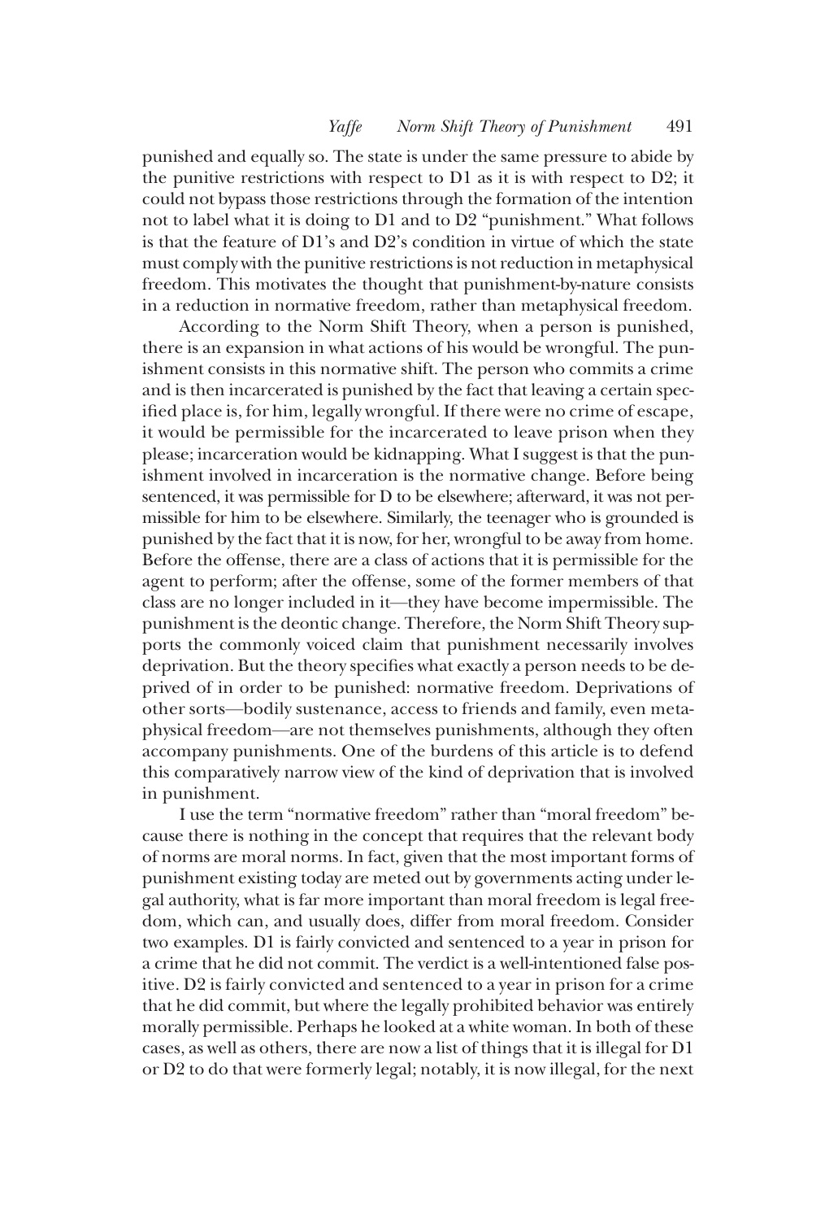punished and equally so. The state is under the same pressure to abide by the punitive restrictions with respect to D1 as it is with respect to D2; it could not bypass those restrictions through the formation of the intention not to label what it is doing to D1 and to D2 "punishment." What follows is that the feature of D1's and D2's condition in virtue of which the state must comply with the punitive restrictions is not reduction in metaphysical freedom. This motivates the thought that punishment-by-nature consists in a reduction in normative freedom, rather than metaphysical freedom.

According to the Norm Shift Theory, when a person is punished, there is an expansion in what actions of his would be wrongful. The punishment consists in this normative shift. The person who commits a crime and is then incarcerated is punished by the fact that leaving a certain specified place is, for him, legally wrongful. If there were no crime of escape, it would be permissible for the incarcerated to leave prison when they please; incarceration would be kidnapping. What I suggest is that the punishment involved in incarceration is the normative change. Before being sentenced, it was permissible for D to be elsewhere; afterward, it was not permissible for him to be elsewhere. Similarly, the teenager who is grounded is punished by the fact that it is now, for her, wrongful to be away from home. Before the offense, there are a class of actions that it is permissible for the agent to perform; after the offense, some of the former members of that class are no longer included in it—they have become impermissible. The punishment is the deontic change. Therefore, the Norm Shift Theory supports the commonly voiced claim that punishment necessarily involves deprivation. But the theory specifies what exactly a person needs to be deprived of in order to be punished: normative freedom. Deprivations of other sorts—bodily sustenance, access to friends and family, even metaphysical freedom—are not themselves punishments, although they often accompany punishments. One of the burdens of this article is to defend this comparatively narrow view of the kind of deprivation that is involved in punishment.

I use the term "normative freedom" rather than "moral freedom" because there is nothing in the concept that requires that the relevant body of norms are moral norms. In fact, given that the most important forms of punishment existing today are meted out by governments acting under legal authority, what is far more important than moral freedom is legal freedom, which can, and usually does, differ from moral freedom. Consider two examples. D1 is fairly convicted and sentenced to a year in prison for a crime that he did not commit. The verdict is a well-intentioned false positive. D2 is fairly convicted and sentenced to a year in prison for a crime that he did commit, but where the legally prohibited behavior was entirely morally permissible. Perhaps he looked at a white woman. In both of these cases, as well as others, there are now a list of things that it is illegal for D1 or D2 to do that were formerly legal; notably, it is now illegal, for the next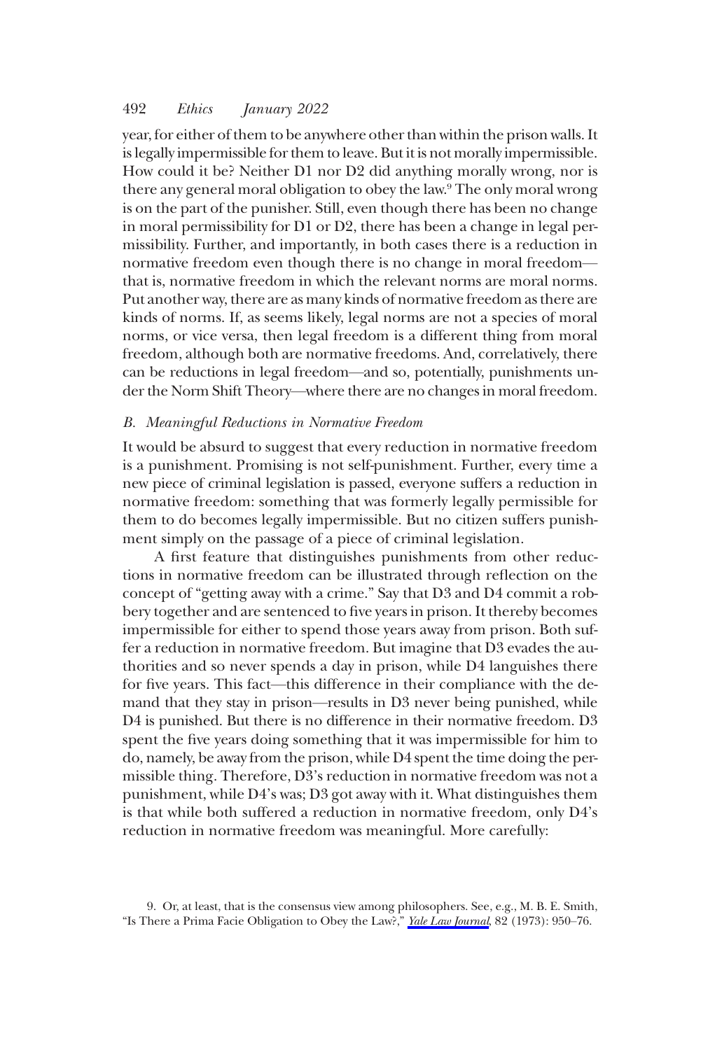year, for either of them to be anywhere other than within the prison walls. It is legally impermissible for them to leave. But it is not morally impermissible. How could it be? Neither D1 nor D2 did anything morally wrong, nor is there any general moral obligation to obey the law.[9] The only moral wrong is on the part of the punisher. Still, even though there has been no change in moral permissibility for D1 or D2, there has been a change in legal permissibility. Further, and importantly, in both cases there is a reduction in normative freedom even though there is no change in moral freedom—that is, normative freedom in which the relevant norms are moral norms. Put another way, there are as many kinds of normative freedom as there are kinds of norms. If, as seems likely, legal norms are not a species of moral norms, or vice versa, then legal freedom is a different thing from moral freedom, although both are normative freedoms. And, correlatively, there can be reductions in legal freedom—and so, potentially, punishments under the Norm Shift Theory—where there are no changes in moral freedom.

### *B. Meaningful Reductions in Normative Freedom*

It would be absurd to suggest that every reduction in normative freedom is a punishment. Promising is not self-punishment. Further, every time a new piece of criminal legislation is passed, everyone suffers a reduction in normative freedom: something that was formerly legally permissible for them to do becomes legally impermissible. But no citizen suffers punishment simply on the passage of a piece of criminal legislation.

A first feature that distinguishes punishments from other reductions in normative freedom can be illustrated through reflection on the concept of "getting away with a crime." Say that D3 and D4 commit a robbery together and are sentenced to five years in prison. It thereby becomes impermissible for either to spend those years away from prison. Both suffer a reduction in normative freedom. But imagine that D3 evades the authorities and so never spends a day in prison, while D4 languishes there for five years. This fact—this difference in their compliance with the demand that they stay in prison—results in D3 never being punished, while D4 is punished. But there is no difference in their normative freedom. D3 spent the five years doing something that it was impermissible for him to do, namely, be away from the prison, while D4 spent the time doing the permissible thing. Therefore, D3's reduction in normative freedom was not a punishment, while D4's was; D3 got away with it. What distinguishes them is that while both suffered a reduction in normative freedom, only D4's reduction in normative freedom was meaningful. More carefully:

9. Or, at least, that is the consensus view among philosophers. See, e.g., M. B. E. Smith, "Is There a Prima Facie Obligation to Obey the Law?," *Yale Law Journal*, 82 (1973): 950–76.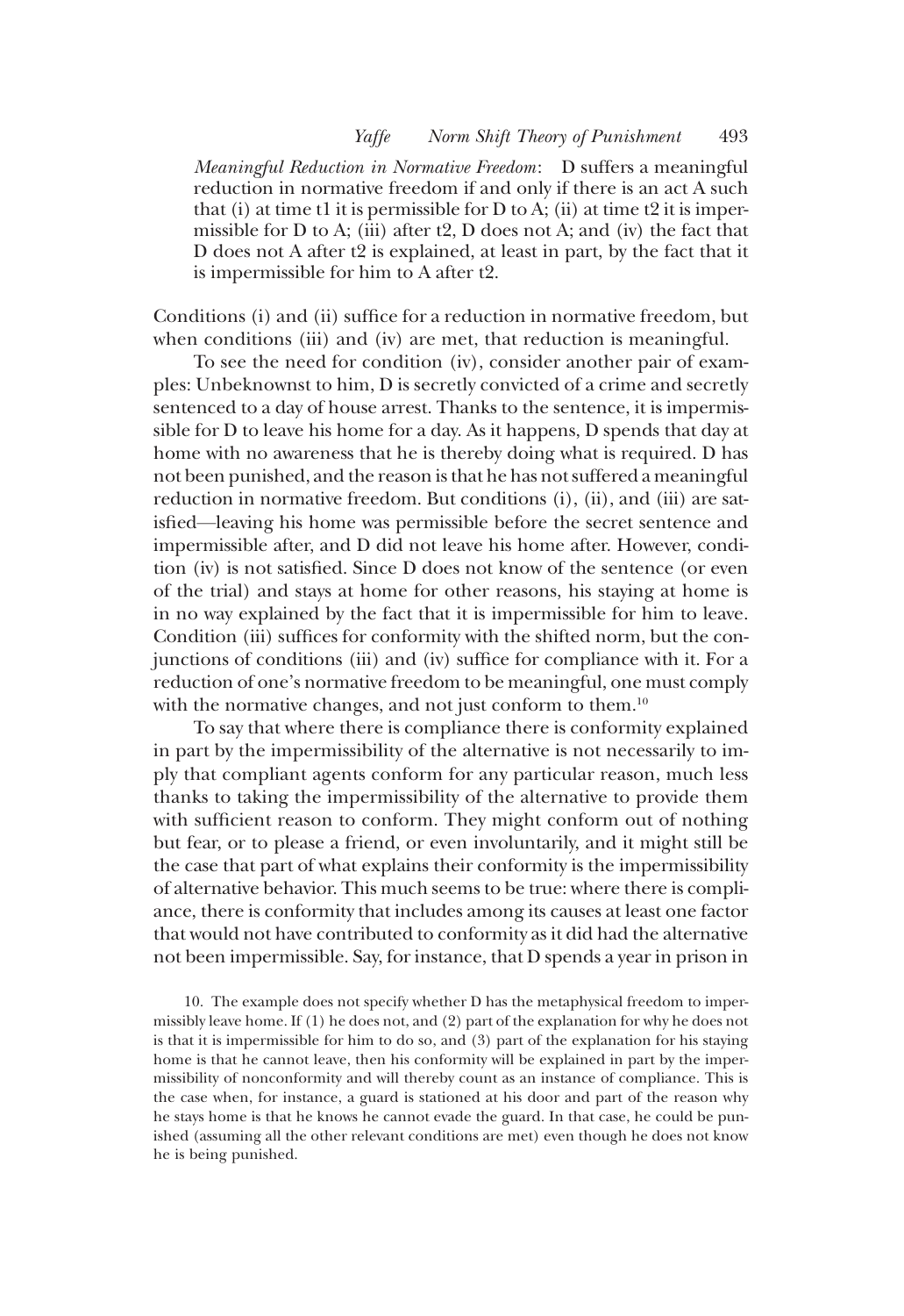*Meaningful Reduction in Normative Freedom*: D suffers a meaningful reduction in normative freedom if and only if there is an act A such that (i) at time t1 it is permissible for D to A; (ii) at time t2 it is impermissible for D to A; (iii) after t2, D does not A; and (iv) the fact that D does not A after t2 is explained, at least in part, by the fact that it is impermissible for him to A after t2.

Conditions (i) and (ii) suffice for a reduction in normative freedom, but when conditions (iii) and (iv) are met, that reduction is meaningful.

To see the need for condition (iv), consider another pair of examples: Unbeknownst to him, D is secretly convicted of a crime and secretly sentenced to a day of house arrest. Thanks to the sentence, it is impermissible for D to leave his home for a day. As it happens, D spends that day at home with no awareness that he is thereby doing what is required. D has not been punished, and the reason is that he has not suffered a meaningful reduction in normative freedom. But conditions (i), (ii), and (iii) are satisfied—leaving his home was permissible before the secret sentence and impermissible after, and D did not leave his home after. However, condition (iv) is not satisfied. Since D does not know of the sentence (or even of the trial) and stays at home for other reasons, his staying at home is in no way explained by the fact that it is impermissible for him to leave. Condition (iii) suffices for conformity with the shifted norm, but the conjunctions of conditions (iii) and (iv) suffice for compliance with it. For a reduction of one's normative freedom to be meaningful, one must comply with the normative changes, and not just conform to them.[10]

To say that where there is compliance there is conformity explained in part by the impermissibility of the alternative is not necessarily to imply that compliant agents conform for any particular reason, much less thanks to taking the impermissibility of the alternative to provide them with sufficient reason to conform. They might conform out of nothing but fear, or to please a friend, or even involuntarily, and it might still be the case that part of what explains their conformity is the impermissibility of alternative behavior. This much seems to be true: where there is compliance, there is conformity that includes among its causes at least one factor that would not have contributed to conformity as it did had the alternative not been impermissible. Say, for instance, that D spends a year in prison in

10. The example does not specify whether D has the metaphysical freedom to impermissibly leave home. If (1) he does not, and (2) part of the explanation for why he does not is that it is impermissible for him to do so, and (3) part of the explanation for his staying home is that he cannot leave, then his conformity will be explained in part by the impermissibility of nonconformity and will thereby count as an instance of compliance. This is the case when, for instance, a guard is stationed at his door and part of the reason why he stays home is that he knows he cannot evade the guard. In that case, he could be punished (assuming all the other relevant conditions are met) even though he does not know he is being punished.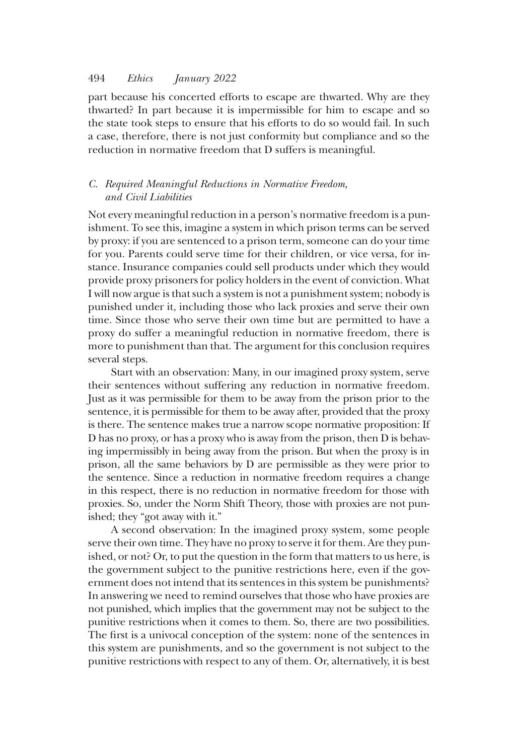part because his concerted efforts to escape are thwarted. Why are they thwarted? In part because it is impermissible for him to escape and so the state took steps to ensure that his efforts to do so would fail. In such a case, therefore, there is not just conformity but compliance and so the reduction in normative freedom that D suffers is meaningful.

### *C. Required Meaningful Reductions in Normative Freedom, and Civil Liabilities*

Not every meaningful reduction in a person's normative freedom is a punishment. To see this, imagine a system in which prison terms can be served by proxy: if you are sentenced to a prison term, someone can do your time for you. Parents could serve time for their children, or vice versa, for instance. Insurance companies could sell products under which they would provide proxy prisoners for policy holders in the event of conviction. What I will now argue is that such a system is not a punishment system; nobody is punished under it, including those who lack proxies and serve their own time. Since those who serve their own time but are permitted to have a proxy do suffer a meaningful reduction in normative freedom, there is more to punishment than that. The argument for this conclusion requires several steps.

Start with an observation: Many, in our imagined proxy system, serve their sentences without suffering any reduction in normative freedom. Just as it was permissible for them to be away from the prison prior to the sentence, it is permissible for them to be away after, provided that the proxy is there. The sentence makes true a narrow scope normative proposition: If D has no proxy, or has a proxy who is away from the prison, then D is behaving impermissibly in being away from the prison. But when the proxy is in prison, all the same behaviors by D are permissible as they were prior to the sentence. Since a reduction in normative freedom requires a change in this respect, there is no reduction in normative freedom for those with proxies. So, under the Norm Shift Theory, those with proxies are not punished; they "got away with it."

A second observation: In the imagined proxy system, some people serve their own time. They have no proxy to serve it for them. Are they punished, or not? Or, to put the question in the form that matters to us here, is the government subject to the punitive restrictions here, even if the government does not intend that its sentences in this system be punishments? In answering we need to remind ourselves that those who have proxies are not punished, which implies that the government may not be subject to the punitive restrictions when it comes to them. So, there are two possibilities. The first is a univocal conception of the system: none of the sentences in this system are punishments, and so the government is not subject to the punitive restrictions with respect to any of them. Or, alternatively, it is best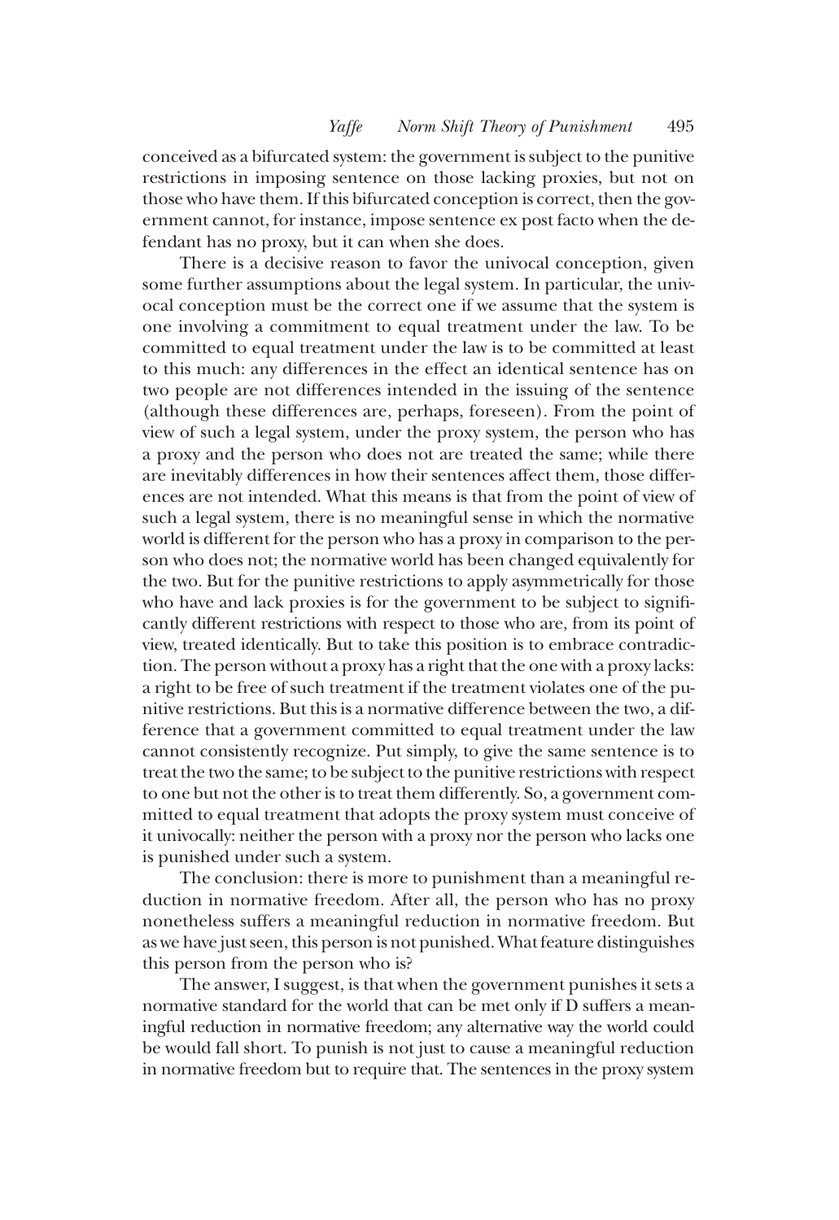conceived as a bifurcated system: the government is subject to the punitive restrictions in imposing sentence on those lacking proxies, but not on those who have them. If this bifurcated conception is correct, then the government cannot, for instance, impose sentence ex post facto when the defendant has no proxy, but it can when she does.

There is a decisive reason to favor the univocal conception, given some further assumptions about the legal system. In particular, the univocal conception must be the correct one if we assume that the system is one involving a commitment to equal treatment under the law. To be committed to equal treatment under the law is to be committed at least to this much: any differences in the effect an identical sentence has on two people are not differences intended in the issuing of the sentence (although these differences are, perhaps, foreseen). From the point of view of such a legal system, under the proxy system, the person who has a proxy and the person who does not are treated the same; while there are inevitably differences in how their sentences affect them, those differences are not intended. What this means is that from the point of view of such a legal system, there is no meaningful sense in which the normative world is different for the person who has a proxy in comparison to the person who does not; the normative world has been changed equivalently for the two. But for the punitive restrictions to apply asymmetrically for those who have and lack proxies is for the government to be subject to significantly different restrictions with respect to those who are, from its point of view, treated identically. But to take this position is to embrace contradiction. The person without a proxy has a right that the one with a proxy lacks: a right to be free of such treatment if the treatment violates one of the punitive restrictions. But this is a normative difference between the two, a difference that a government committed to equal treatment under the law cannot consistently recognize. Put simply, to give the same sentence is to treat the two the same; to be subject to the punitive restrictions with respect to one but not the other is to treat them differently. So, a government committed to equal treatment that adopts the proxy system must conceive of it univocally: neither the person with a proxy nor the person who lacks one is punished under such a system.

The conclusion: there is more to punishment than a meaningful reduction in normative freedom. After all, the person who has no proxy nonetheless suffers a meaningful reduction in normative freedom. But as we have just seen, this person is not punished. What feature distinguishes this person from the person who is?

The answer, I suggest, is that when the government punishes it sets a normative standard for the world that can be met only if D suffers a meaningful reduction in normative freedom; any alternative way the world could be would fall short. To punish is not just to cause a meaningful reduction in normative freedom but to require that. The sentences in the proxy system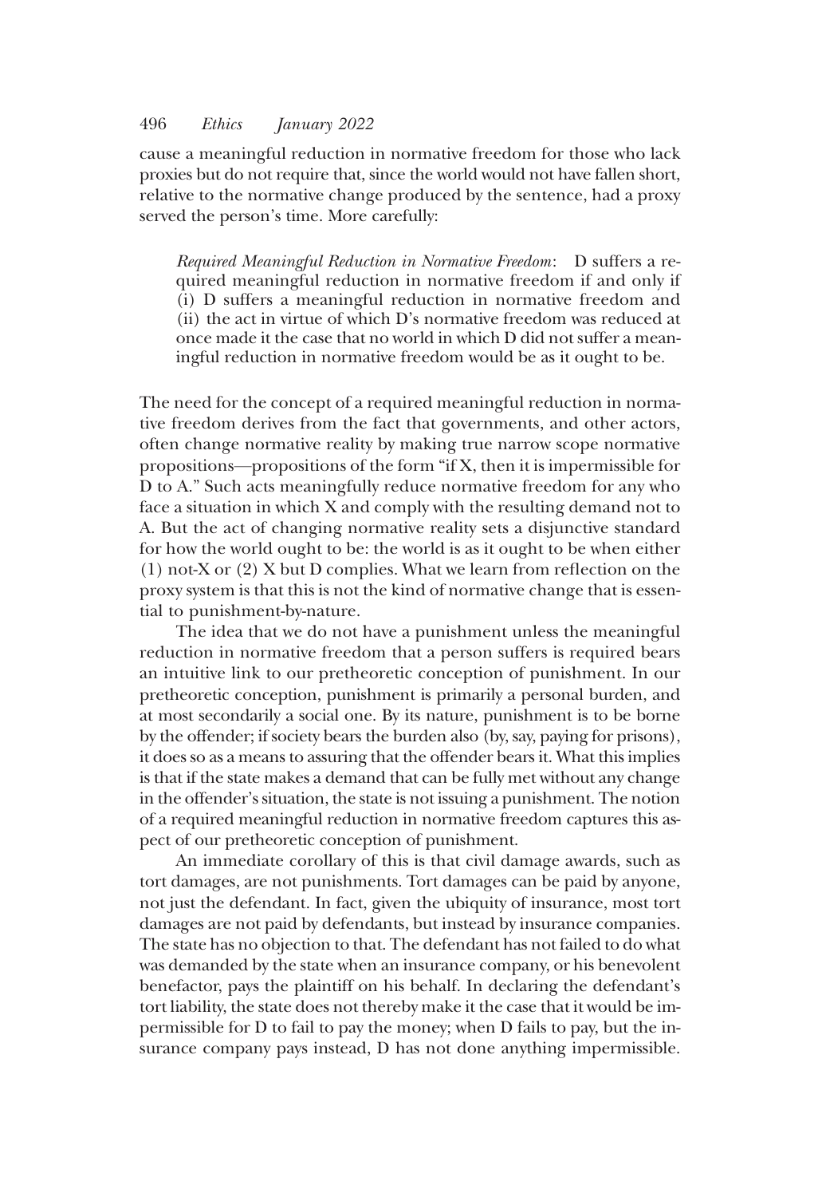cause a meaningful reduction in normative freedom for those who lack proxies but do not require that, since the world would not have fallen short, relative to the normative change produced by the sentence, had a proxy served the person's time. More carefully:

> *Required Meaningful Reduction in Normative Freedom*: D suffers a required meaningful reduction in normative freedom if and only if (i) D suffers a meaningful reduction in normative freedom and (ii) the act in virtue of which D's normative freedom was reduced at once made it the case that no world in which D did not suffer a meaningful reduction in normative freedom would be as it ought to be.

The need for the concept of a required meaningful reduction in normative freedom derives from the fact that governments, and other actors, often change normative reality by making true narrow scope normative propositions—propositions of the form "if X, then it is impermissible for D to A." Such acts meaningfully reduce normative freedom for any who face a situation in which X and comply with the resulting demand not to A. But the act of changing normative reality sets a disjunctive standard for how the world ought to be: the world is as it ought to be when either (1) not-X or (2) X but D complies. What we learn from reflection on the proxy system is that this is not the kind of normative change that is essential to punishment-by-nature.

The idea that we do not have a punishment unless the meaningful reduction in normative freedom that a person suffers is required bears an intuitive link to our pretheoretic conception of punishment. In our pretheoretic conception, punishment is primarily a personal burden, and at most secondarily a social one. By its nature, punishment is to be borne by the offender; if society bears the burden also (by, say, paying for prisons), it does so as a means to assuring that the offender bears it. What this implies is that if the state makes a demand that can be fully met without any change in the offender's situation, the state is not issuing a punishment. The notion of a required meaningful reduction in normative freedom captures this aspect of our pretheoretic conception of punishment.

An immediate corollary of this is that civil damage awards, such as tort damages, are not punishments. Tort damages can be paid by anyone, not just the defendant. In fact, given the ubiquity of insurance, most tort damages are not paid by defendants, but instead by insurance companies. The state has no objection to that. The defendant has not failed to do what was demanded by the state when an insurance company, or his benevolent benefactor, pays the plaintiff on his behalf. In declaring the defendant's tort liability, the state does not thereby make it the case that it would be impermissible for D to fail to pay the money; when D fails to pay, but the insurance company pays instead, D has not done anything impermissible.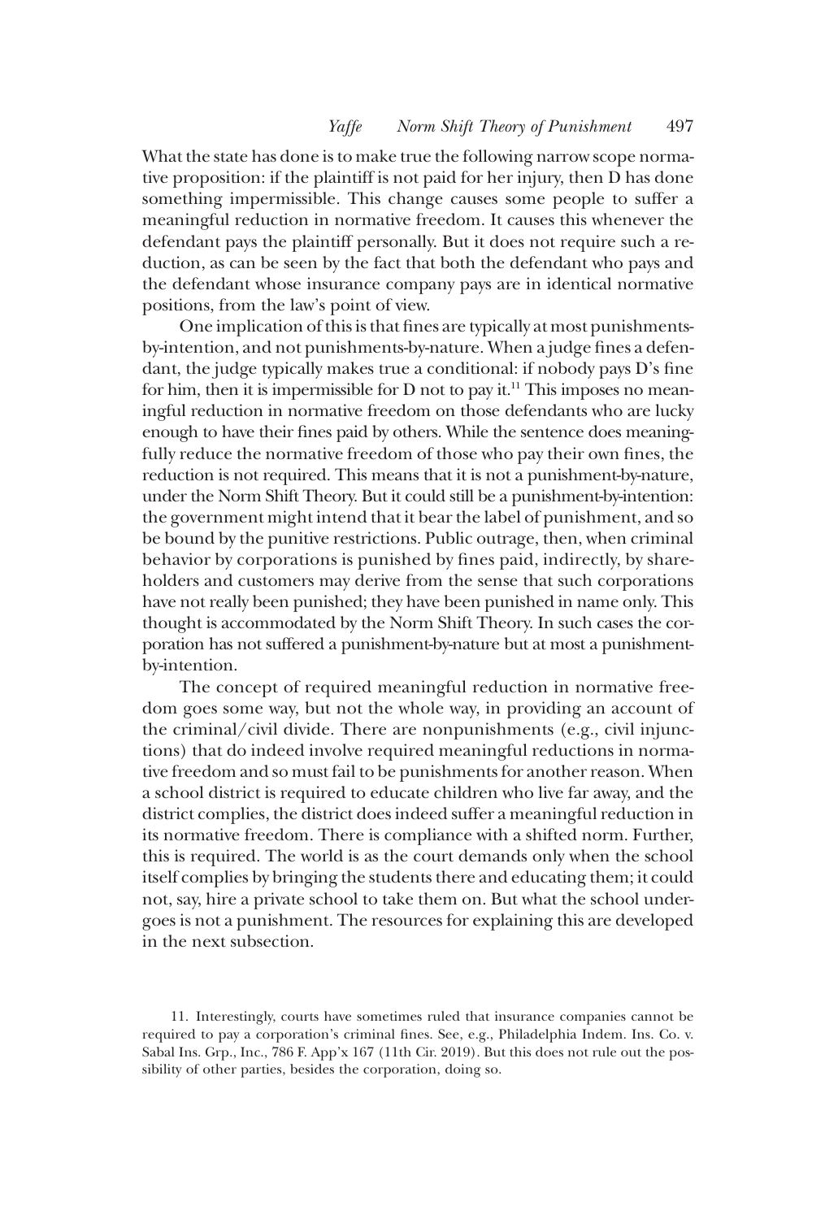What the state has done is to make true the following narrow scope normative proposition: if the plaintiff is not paid for her injury, then D has done something impermissible. This change causes some people to suffer a meaningful reduction in normative freedom. It causes this whenever the defendant pays the plaintiff personally. But it does not require such a reduction, as can be seen by the fact that both the defendant who pays and the defendant whose insurance company pays are in identical normative positions, from the law's point of view.

One implication of this is that fines are typically at most punishments-by-intention, and not punishments-by-nature. When a judge fines a defendant, the judge typically makes true a conditional: if nobody pays D's fine for him, then it is impermissible for D not to pay it.[11] This imposes no meaningful reduction in normative freedom on those defendants who are lucky enough to have their fines paid by others. While the sentence does meaningfully reduce the normative freedom of those who pay their own fines, the reduction is not required. This means that it is not a punishment-by-nature, under the Norm Shift Theory. But it could still be a punishment-by-intention: the government might intend that it bear the label of punishment, and so be bound by the punitive restrictions. Public outrage, then, when criminal behavior by corporations is punished by fines paid, indirectly, by shareholders and customers may derive from the sense that such corporations have not really been punished; they have been punished in name only. This thought is accommodated by the Norm Shift Theory. In such cases the corporation has not suffered a punishment-by-nature but at most a punishment-by-intention.

The concept of required meaningful reduction in normative freedom goes some way, but not the whole way, in providing an account of the criminal/civil divide. There are nonpunishments (e.g., civil injunctions) that do indeed involve required meaningful reductions in normative freedom and so must fail to be punishments for another reason. When a school district is required to educate children who live far away, and the district complies, the district does indeed suffer a meaningful reduction in its normative freedom. There is compliance with a shifted norm. Further, this is required. The world is as the court demands only when the school itself complies by bringing the students there and educating them; it could not, say, hire a private school to take them on. But what the school undergoes is not a punishment. The resources for explaining this are developed in the next subsection.

11. Interestingly, courts have sometimes ruled that insurance companies cannot be required to pay a corporation's criminal fines. See, e.g., Philadelphia Indem. Ins. Co. v. Sabal Ins. Grp., Inc., 786 F. App'x 167 (11th Cir. 2019). But this does not rule out the possibility of other parties, besides the corporation, doing so.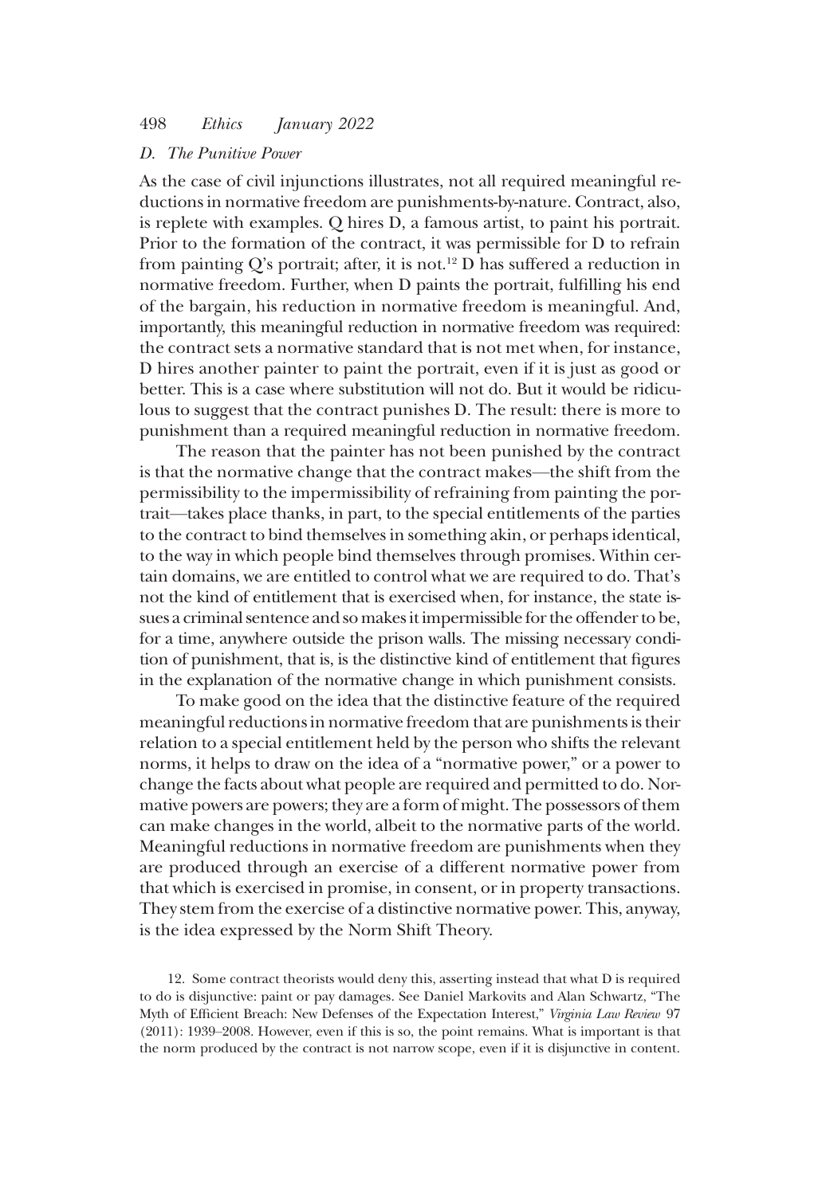### *D. The Punitive Power*

As the case of civil injunctions illustrates, not all required meaningful reductions in normative freedom are punishments-by-nature. Contract, also, is replete with examples. Q hires D, a famous artist, to paint his portrait. Prior to the formation of the contract, it was permissible for D to refrain from painting Q's portrait; after, it is not.[12] D has suffered a reduction in normative freedom. Further, when D paints the portrait, fulfilling his end of the bargain, his reduction in normative freedom is meaningful. And, importantly, this meaningful reduction in normative freedom was required: the contract sets a normative standard that is not met when, for instance, D hires another painter to paint the portrait, even if it is just as good or better. This is a case where substitution will not do. But it would be ridiculous to suggest that the contract punishes D. The result: there is more to punishment than a required meaningful reduction in normative freedom.

The reason that the painter has not been punished by the contract is that the normative change that the contract makes—the shift from the permissibility to the impermissibility of refraining from painting the portrait—takes place thanks, in part, to the special entitlements of the parties to the contract to bind themselves in something akin, or perhaps identical, to the way in which people bind themselves through promises. Within certain domains, we are entitled to control what we are required to do. That's not the kind of entitlement that is exercised when, for instance, the state issues a criminal sentence and so makes it impermissible for the offender to be, for a time, anywhere outside the prison walls. The missing necessary condition of punishment, that is, is the distinctive kind of entitlement that figures in the explanation of the normative change in which punishment consists.

To make good on the idea that the distinctive feature of the required meaningful reductions in normative freedom that are punishments is their relation to a special entitlement held by the person who shifts the relevant norms, it helps to draw on the idea of a "normative power," or a power to change the facts about what people are required and permitted to do. Normative powers are powers; they are a form of might. The possessors of them can make changes in the world, albeit to the normative parts of the world. Meaningful reductions in normative freedom are punishments when they are produced through an exercise of a different normative power from that which is exercised in promise, in consent, or in property transactions. They stem from the exercise of a distinctive normative power. This, anyway, is the idea expressed by the Norm Shift Theory.

12. Some contract theorists would deny this, asserting instead that what D is required to do is disjunctive: paint or pay damages. See Daniel Markovits and Alan Schwartz, "The Myth of Efficient Breach: New Defenses of the Expectation Interest," *Virginia Law Review* 97 (2011): 1939–2008. However, even if this is so, the point remains. What is important is that the norm produced by the contract is not narrow scope, even if it is disjunctive in content.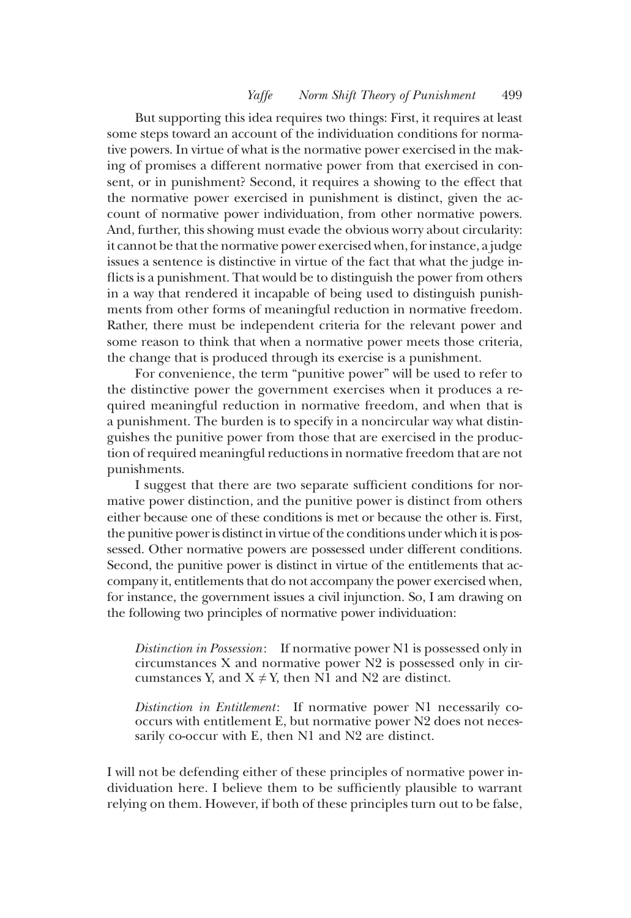But supporting this idea requires two things: First, it requires at least some steps toward an account of the individuation conditions for normative powers. In virtue of what is the normative power exercised in the making of promises a different normative power from that exercised in consent, or in punishment? Second, it requires a showing to the effect that the normative power exercised in punishment is distinct, given the account of normative power individuation, from other normative powers. And, further, this showing must evade the obvious worry about circularity: it cannot be that the normative power exercised when, for instance, a judge issues a sentence is distinctive in virtue of the fact that what the judge inflicts is a punishment. That would be to distinguish the power from others in a way that rendered it incapable of being used to distinguish punishments from other forms of meaningful reduction in normative freedom. Rather, there must be independent criteria for the relevant power and some reason to think that when a normative power meets those criteria, the change that is produced through its exercise is a punishment.

For convenience, the term "punitive power" will be used to refer to the distinctive power the government exercises when it produces a required meaningful reduction in normative freedom, and when that is a punishment. The burden is to specify in a noncircular way what distinguishes the punitive power from those that are exercised in the production of required meaningful reductions in normative freedom that are not punishments.

I suggest that there are two separate sufficient conditions for normative power distinction, and the punitive power is distinct from others either because one of these conditions is met or because the other is. First, the punitive power is distinct in virtue of the conditions under which it is possessed. Other normative powers are possessed under different conditions. Second, the punitive power is distinct in virtue of the entitlements that accompany it, entitlements that do not accompany the power exercised when, for instance, the government issues a civil injunction. So, I am drawing on the following two principles of normative power individuation:

> *Distinction in Possession*: If normative power N1 is possessed only in circumstances X and normative power N2 is possessed only in circumstances Y, and $X \neq Y$, then N1 and N2 are distinct.
>
> *Distinction in Entitlement*: If normative power N1 necessarily co-occurs with entitlement E, but normative power N2 does not necessarily co-occur with E, then N1 and N2 are distinct.

I will not be defending either of these principles of normative power individuation here. I believe them to be sufficiently plausible to warrant relying on them. However, if both of these principles turn out to be false,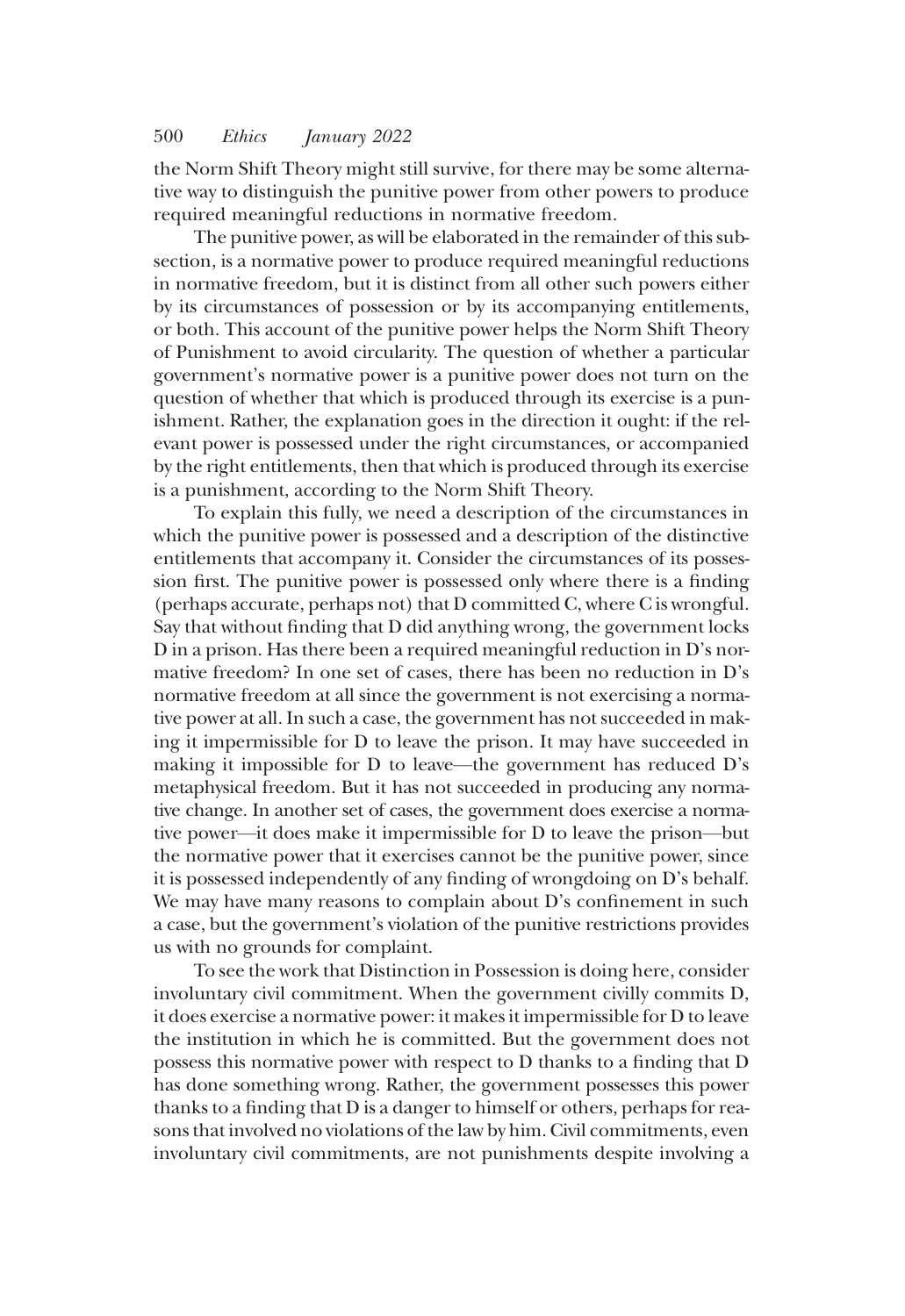the Norm Shift Theory might still survive, for there may be some alternative way to distinguish the punitive power from other powers to produce required meaningful reductions in normative freedom.

The punitive power, as will be elaborated in the remainder of this subsection, is a normative power to produce required meaningful reductions in normative freedom, but it is distinct from all other such powers either by its circumstances of possession or by its accompanying entitlements, or both. This account of the punitive power helps the Norm Shift Theory of Punishment to avoid circularity. The question of whether a particular government's normative power is a punitive power does not turn on the question of whether that which is produced through its exercise is a punishment. Rather, the explanation goes in the direction it ought: if the relevant power is possessed under the right circumstances, or accompanied by the right entitlements, then that which is produced through its exercise is a punishment, according to the Norm Shift Theory.

To explain this fully, we need a description of the circumstances in which the punitive power is possessed and a description of the distinctive entitlements that accompany it. Consider the circumstances of its possession first. The punitive power is possessed only where there is a finding (perhaps accurate, perhaps not) that D committed C, where C is wrongful. Say that without finding that D did anything wrong, the government locks D in a prison. Has there been a required meaningful reduction in D's normative freedom? In one set of cases, there has been no reduction in D's normative freedom at all since the government is not exercising a normative power at all. In such a case, the government has not succeeded in making it impermissible for D to leave the prison. It may have succeeded in making it impossible for D to leave—the government has reduced D's metaphysical freedom. But it has not succeeded in producing any normative change. In another set of cases, the government does exercise a normative power—it does make it impermissible for D to leave the prison—but the normative power that it exercises cannot be the punitive power, since it is possessed independently of any finding of wrongdoing on D's behalf. We may have many reasons to complain about D's confinement in such a case, but the government's violation of the punitive restrictions provides us with no grounds for complaint.

To see the work that Distinction in Possession is doing here, consider involuntary civil commitment. When the government civilly commits D, it does exercise a normative power: it makes it impermissible for D to leave the institution in which he is committed. But the government does not possess this normative power with respect to D thanks to a finding that D has done something wrong. Rather, the government possesses this power thanks to a finding that D is a danger to himself or others, perhaps for reasons that involved no violations of the law by him. Civil commitments, even involuntary civil commitments, are not punishments despite involving a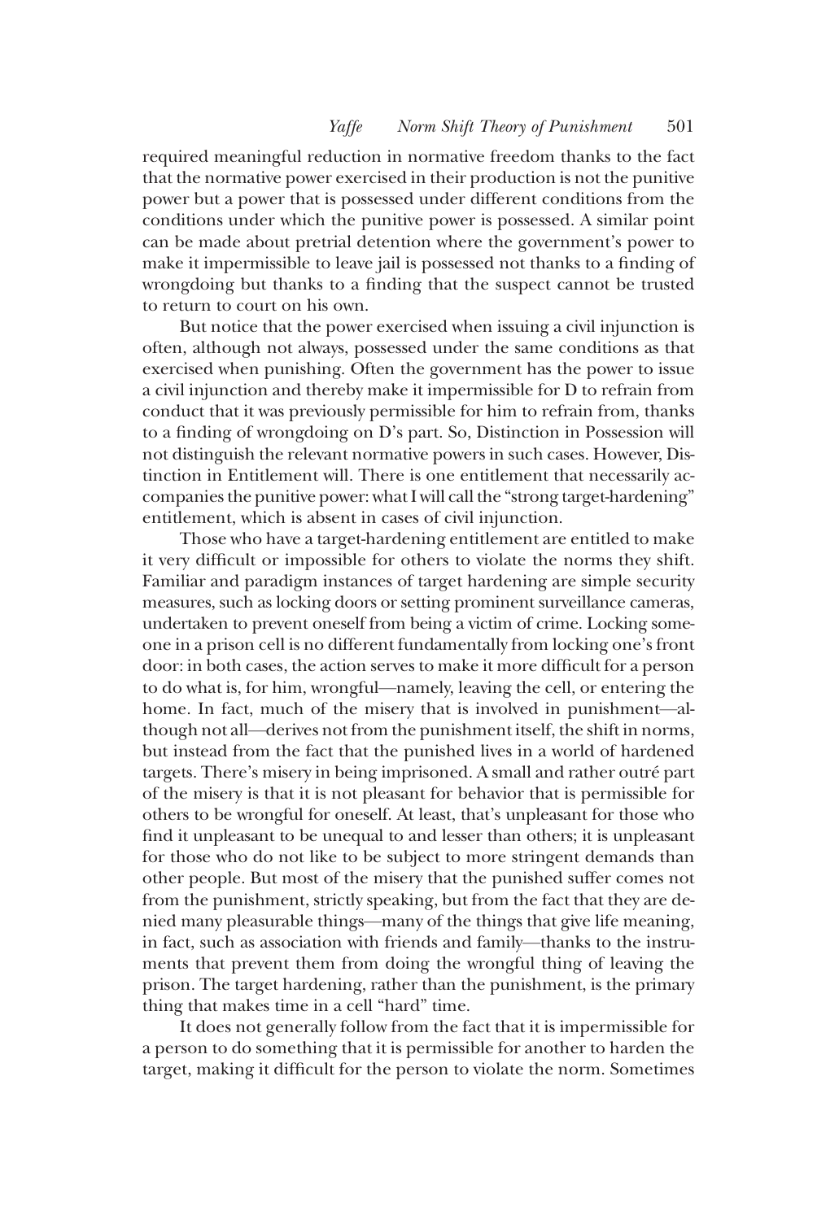required meaningful reduction in normative freedom thanks to the fact that the normative power exercised in their production is not the punitive power but a power that is possessed under different conditions from the conditions under which the punitive power is possessed. A similar point can be made about pretrial detention where the government's power to make it impermissible to leave jail is possessed not thanks to a finding of wrongdoing but thanks to a finding that the suspect cannot be trusted to return to court on his own.

But notice that the power exercised when issuing a civil injunction is often, although not always, possessed under the same conditions as that exercised when punishing. Often the government has the power to issue a civil injunction and thereby make it impermissible for D to refrain from conduct that it was previously permissible for him to refrain from, thanks to a finding of wrongdoing on D's part. So, Distinction in Possession will not distinguish the relevant normative powers in such cases. However, Distinction in Entitlement will. There is one entitlement that necessarily accompanies the punitive power: what I will call the "strong target-hardening" entitlement, which is absent in cases of civil injunction.

Those who have a target-hardening entitlement are entitled to make it very difficult or impossible for others to violate the norms they shift. Familiar and paradigm instances of target hardening are simple security measures, such as locking doors or setting prominent surveillance cameras, undertaken to prevent oneself from being a victim of crime. Locking someone in a prison cell is no different fundamentally from locking one's front door: in both cases, the action serves to make it more difficult for a person to do what is, for him, wrongful—namely, leaving the cell, or entering the home. In fact, much of the misery that is involved in punishment—although not all—derives not from the punishment itself, the shift in norms, but instead from the fact that the punished lives in a world of hardened targets. There's misery in being imprisoned. A small and rather outré part of the misery is that it is not pleasant for behavior that is permissible for others to be wrongful for oneself. At least, that's unpleasant for those who find it unpleasant to be unequal to and lesser than others; it is unpleasant for those who do not like to be subject to more stringent demands than other people. But most of the misery that the punished suffer comes not from the punishment, strictly speaking, but from the fact that they are denied many pleasurable things—many of the things that give life meaning, in fact, such as association with friends and family—thanks to the instruments that prevent them from doing the wrongful thing of leaving the prison. The target hardening, rather than the punishment, is the primary thing that makes time in a cell "hard" time.

It does not generally follow from the fact that it is impermissible for a person to do something that it is permissible for another to harden the target, making it difficult for the person to violate the norm. Sometimes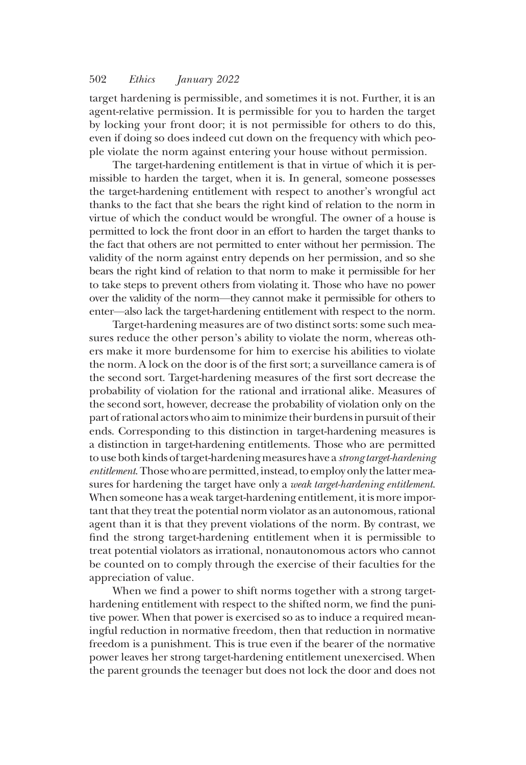target hardening is permissible, and sometimes it is not. Further, it is an agent-relative permission. It is permissible for you to harden the target by locking your front door; it is not permissible for others to do this, even if doing so does indeed cut down on the frequency with which people violate the norm against entering your house without permission.

The target-hardening entitlement is that in virtue of which it is permissible to harden the target, when it is. In general, someone possesses the target-hardening entitlement with respect to another's wrongful act thanks to the fact that she bears the right kind of relation to the norm in virtue of which the conduct would be wrongful. The owner of a house is permitted to lock the front door in an effort to harden the target thanks to the fact that others are not permitted to enter without her permission. The validity of the norm against entry depends on her permission, and so she bears the right kind of relation to that norm to make it permissible for her to take steps to prevent others from violating it. Those who have no power over the validity of the norm—they cannot make it permissible for others to enter—also lack the target-hardening entitlement with respect to the norm.

Target-hardening measures are of two distinct sorts: some such measures reduce the other person's ability to violate the norm, whereas others make it more burdensome for him to exercise his abilities to violate the norm. A lock on the door is of the first sort; a surveillance camera is of the second sort. Target-hardening measures of the first sort decrease the probability of violation for the rational and irrational alike. Measures of the second sort, however, decrease the probability of violation only on the part of rational actors who aim to minimize their burdens in pursuit of their ends. Corresponding to this distinction in target-hardening measures is a distinction in target-hardening entitlements. Those who are permitted to use both kinds of target-hardening measures have a *strong target-hardening entitlement*. Those who are permitted, instead, to employ only the latter measures for hardening the target have only a *weak target-hardening entitlement*. When someone has a weak target-hardening entitlement, it is more important that they treat the potential norm violator as an autonomous, rational agent than it is that they prevent violations of the norm. By contrast, we find the strong target-hardening entitlement when it is permissible to treat potential violators as irrational, nonautonomous actors who cannot be counted on to comply through the exercise of their faculties for the appreciation of value.

When we find a power to shift norms together with a strong target-hardening entitlement with respect to the shifted norm, we find the punitive power. When that power is exercised so as to induce a required meaningful reduction in normative freedom, then that reduction in normative freedom is a punishment. This is true even if the bearer of the normative power leaves her strong target-hardening entitlement unexercised. When the parent grounds the teenager but does not lock the door and does not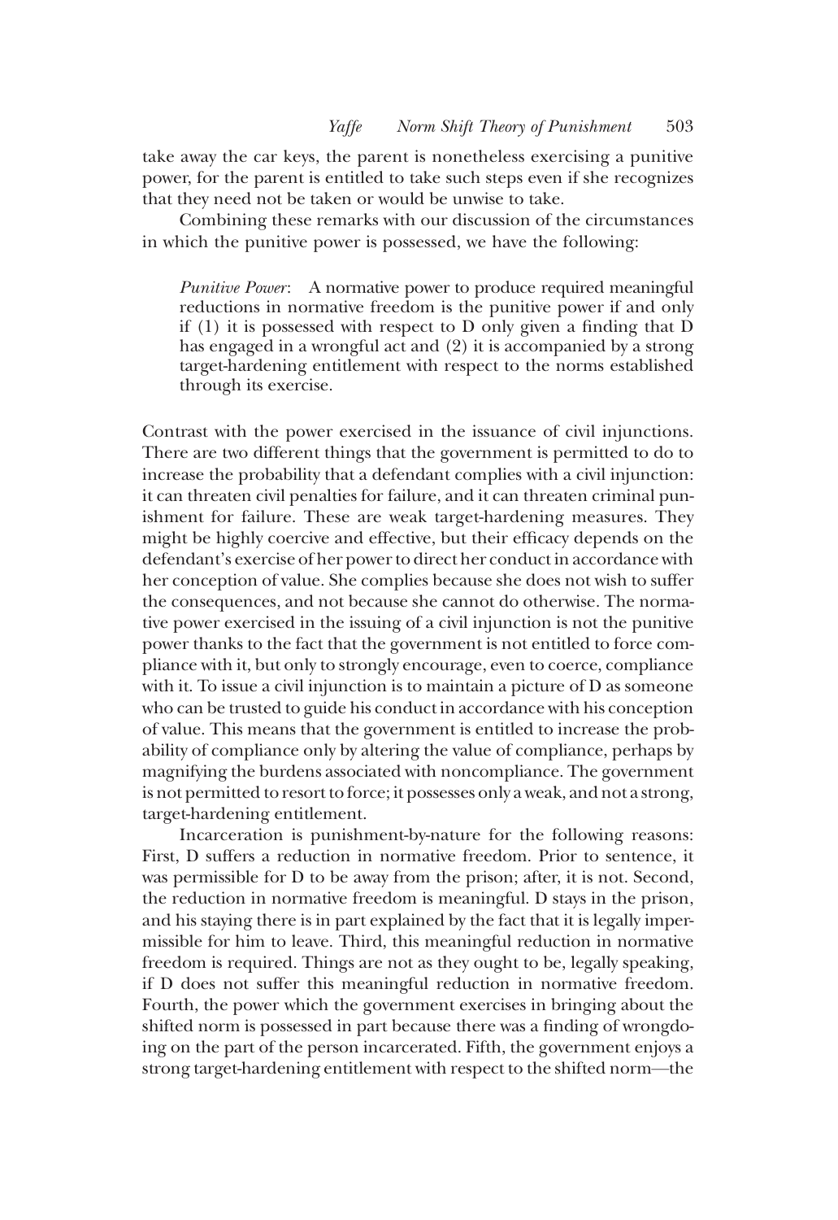take away the car keys, the parent is nonetheless exercising a punitive power, for the parent is entitled to take such steps even if she recognizes that they need not be taken or would be unwise to take.

Combining these remarks with our discussion of the circumstances in which the punitive power is possessed, we have the following:

> *Punitive Power*: A normative power to produce required meaningful reductions in normative freedom is the punitive power if and only if (1) it is possessed with respect to D only given a finding that D has engaged in a wrongful act and (2) it is accompanied by a strong target-hardening entitlement with respect to the norms established through its exercise.

Contrast with the power exercised in the issuance of civil injunctions. There are two different things that the government is permitted to do to increase the probability that a defendant complies with a civil injunction: it can threaten civil penalties for failure, and it can threaten criminal punishment for failure. These are weak target-hardening measures. They might be highly coercive and effective, but their efficacy depends on the defendant's exercise of her power to direct her conduct in accordance with her conception of value. She complies because she does not wish to suffer the consequences, and not because she cannot do otherwise. The normative power exercised in the issuing of a civil injunction is not the punitive power thanks to the fact that the government is not entitled to force compliance with it, but only to strongly encourage, even to coerce, compliance with it. To issue a civil injunction is to maintain a picture of D as someone who can be trusted to guide his conduct in accordance with his conception of value. This means that the government is entitled to increase the probability of compliance only by altering the value of compliance, perhaps by magnifying the burdens associated with noncompliance. The government is not permitted to resort to force; it possesses only a weak, and not a strong, target-hardening entitlement.

Incarceration is punishment-by-nature for the following reasons: First, D suffers a reduction in normative freedom. Prior to sentence, it was permissible for D to be away from the prison; after, it is not. Second, the reduction in normative freedom is meaningful. D stays in the prison, and his staying there is in part explained by the fact that it is legally impermissible for him to leave. Third, this meaningful reduction in normative freedom is required. Things are not as they ought to be, legally speaking, if D does not suffer this meaningful reduction in normative freedom. Fourth, the power which the government exercises in bringing about the shifted norm is possessed in part because there was a finding of wrongdoing on the part of the person incarcerated. Fifth, the government enjoys a strong target-hardening entitlement with respect to the shifted norm—the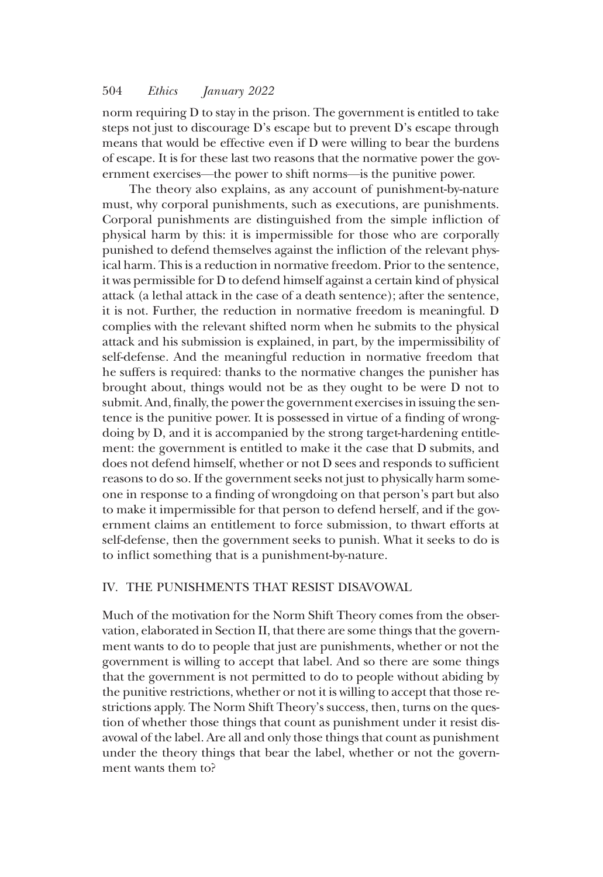norm requiring D to stay in the prison. The government is entitled to take steps not just to discourage D's escape but to prevent D's escape through means that would be effective even if D were willing to bear the burdens of escape. It is for these last two reasons that the normative power the government exercises—the power to shift norms—is the punitive power.

The theory also explains, as any account of punishment-by-nature must, why corporal punishments, such as executions, are punishments. Corporal punishments are distinguished from the simple infliction of physical harm by this: it is impermissible for those who are corporally punished to defend themselves against the infliction of the relevant physical harm. This is a reduction in normative freedom. Prior to the sentence, it was permissible for D to defend himself against a certain kind of physical attack (a lethal attack in the case of a death sentence); after the sentence, it is not. Further, the reduction in normative freedom is meaningful. D complies with the relevant shifted norm when he submits to the physical attack and his submission is explained, in part, by the impermissibility of self-defense. And the meaningful reduction in normative freedom that he suffers is required: thanks to the normative changes the punisher has brought about, things would not be as they ought to be were D not to submit. And, finally, the power the government exercises in issuing the sentence is the punitive power. It is possessed in virtue of a finding of wrongdoing by D, and it is accompanied by the strong target-hardening entitlement: the government is entitled to make it the case that D submits, and does not defend himself, whether or not D sees and responds to sufficient reasons to do so. If the government seeks not just to physically harm someone in response to a finding of wrongdoing on that person's part but also to make it impermissible for that person to defend herself, and if the government claims an entitlement to force submission, to thwart efforts at self-defense, then the government seeks to punish. What it seeks to do is to inflict something that is a punishment-by-nature.

## IV. THE PUNISHMENTS THAT RESIST DISAVOWAL

Much of the motivation for the Norm Shift Theory comes from the observation, elaborated in Section II, that there are some things that the government wants to do to people that just are punishments, whether or not the government is willing to accept that label. And so there are some things that the government is not permitted to do to people without abiding by the punitive restrictions, whether or not it is willing to accept that those restrictions apply. The Norm Shift Theory's success, then, turns on the question of whether those things that count as punishment under it resist disavowal of the label. Are all and only those things that count as punishment under the theory things that bear the label, whether or not the government wants them to?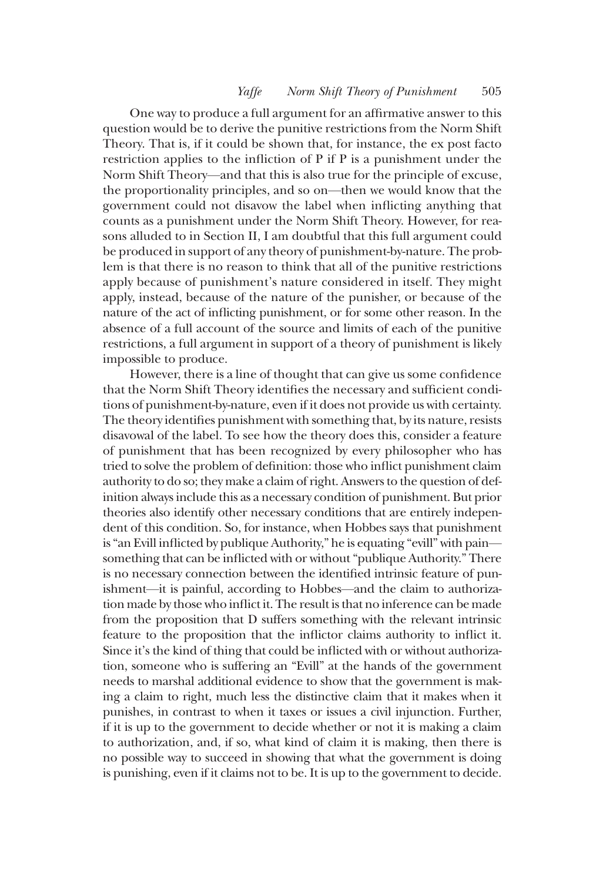One way to produce a full argument for an affirmative answer to this question would be to derive the punitive restrictions from the Norm Shift Theory. That is, if it could be shown that, for instance, the ex post facto restriction applies to the infliction of P if P is a punishment under the Norm Shift Theory—and that this is also true for the principle of excuse, the proportionality principles, and so on—then we would know that the government could not disavow the label when inflicting anything that counts as a punishment under the Norm Shift Theory. However, for reasons alluded to in Section II, I am doubtful that this full argument could be produced in support of any theory of punishment-by-nature. The problem is that there is no reason to think that all of the punitive restrictions apply because of punishment's nature considered in itself. They might apply, instead, because of the nature of the punisher, or because of the nature of the act of inflicting punishment, or for some other reason. In the absence of a full account of the source and limits of each of the punitive restrictions, a full argument in support of a theory of punishment is likely impossible to produce.

However, there is a line of thought that can give us some confidence that the Norm Shift Theory identifies the necessary and sufficient conditions of punishment-by-nature, even if it does not provide us with certainty. The theory identifies punishment with something that, by its nature, resists disavowal of the label. To see how the theory does this, consider a feature of punishment that has been recognized by every philosopher who has tried to solve the problem of definition: those who inflict punishment claim authority to do so; they make a claim of right. Answers to the question of definition always include this as a necessary condition of punishment. But prior theories also identify other necessary conditions that are entirely independent of this condition. So, for instance, when Hobbes says that punishment is "an Evill inflicted by publique Authority," he is equating "evill" with pain—something that can be inflicted with or without "publique Authority." There is no necessary connection between the identified intrinsic feature of punishment—it is painful, according to Hobbes—and the claim to authorization made by those who inflict it. The result is that no inference can be made from the proposition that D suffers something with the relevant intrinsic feature to the proposition that the inflictor claims authority to inflict it. Since it's the kind of thing that could be inflicted with or without authorization, someone who is suffering an "Evill" at the hands of the government needs to marshal additional evidence to show that the government is making a claim to right, much less the distinctive claim that it makes when it punishes, in contrast to when it taxes or issues a civil injunction. Further, if it is up to the government to decide whether or not it is making a claim to authorization, and, if so, what kind of claim it is making, then there is no possible way to succeed in showing that what the government is doing is punishing, even if it claims not to be. It is up to the government to decide.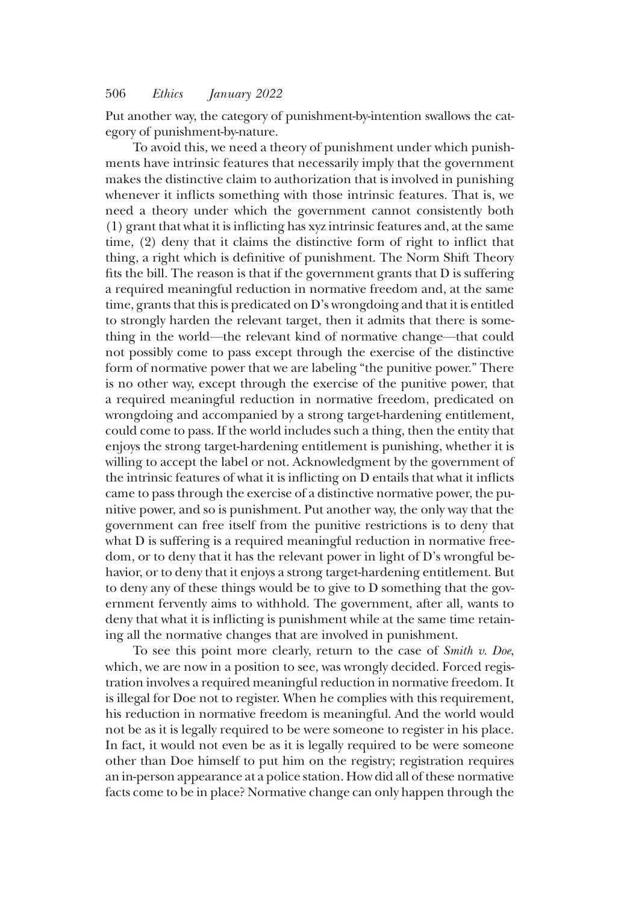Put another way, the category of punishment-by-intention swallows the category of punishment-by-nature.

To avoid this, we need a theory of punishment under which punishments have intrinsic features that necessarily imply that the government makes the distinctive claim to authorization that is involved in punishing whenever it inflicts something with those intrinsic features. That is, we need a theory under which the government cannot consistently both (1) grant that what it is inflicting has xyz intrinsic features and, at the same time, (2) deny that it claims the distinctive form of right to inflict that thing, a right which is definitive of punishment. The Norm Shift Theory fits the bill. The reason is that if the government grants that D is suffering a required meaningful reduction in normative freedom and, at the same time, grants that this is predicated on D's wrongdoing and that it is entitled to strongly harden the relevant target, then it admits that there is something in the world—the relevant kind of normative change—that could not possibly come to pass except through the exercise of the distinctive form of normative power that we are labeling "the punitive power." There is no other way, except through the exercise of the punitive power, that a required meaningful reduction in normative freedom, predicated on wrongdoing and accompanied by a strong target-hardening entitlement, could come to pass. If the world includes such a thing, then the entity that enjoys the strong target-hardening entitlement is punishing, whether it is willing to accept the label or not. Acknowledgment by the government of the intrinsic features of what it is inflicting on D entails that what it inflicts came to pass through the exercise of a distinctive normative power, the punitive power, and so is punishment. Put another way, the only way that the government can free itself from the punitive restrictions is to deny that what D is suffering is a required meaningful reduction in normative freedom, or to deny that it has the relevant power in light of D's wrongful behavior, or to deny that it enjoys a strong target-hardening entitlement. But to deny any of these things would be to give to D something that the government fervently aims to withhold. The government, after all, wants to deny that what it is inflicting is punishment while at the same time retaining all the normative changes that are involved in punishment.

To see this point more clearly, return to the case of *Smith v. Doe*, which, we are now in a position to see, was wrongly decided. Forced registration involves a required meaningful reduction in normative freedom. It is illegal for Doe not to register. When he complies with this requirement, his reduction in normative freedom is meaningful. And the world would not be as it is legally required to be were someone to register in his place. In fact, it would not even be as it is legally required to be were someone other than Doe himself to put him on the registry; registration requires an in-person appearance at a police station. How did all of these normative facts come to be in place? Normative change can only happen through the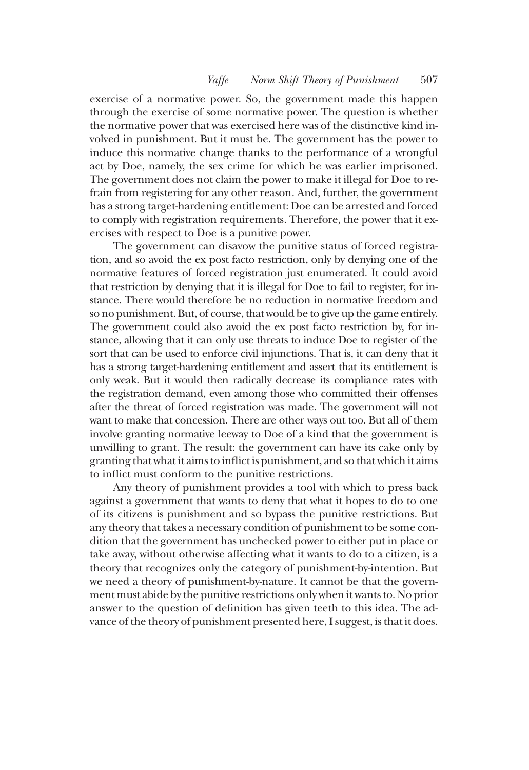exercise of a normative power. So, the government made this happen through the exercise of some normative power. The question is whether the normative power that was exercised here was of the distinctive kind involved in punishment. But it must be. The government has the power to induce this normative change thanks to the performance of a wrongful act by Doe, namely, the sex crime for which he was earlier imprisoned. The government does not claim the power to make it illegal for Doe to refrain from registering for any other reason. And, further, the government has a strong target-hardening entitlement: Doe can be arrested and forced to comply with registration requirements. Therefore, the power that it exercises with respect to Doe is a punitive power.

The government can disavow the punitive status of forced registration, and so avoid the ex post facto restriction, only by denying one of the normative features of forced registration just enumerated. It could avoid that restriction by denying that it is illegal for Doe to fail to register, for instance. There would therefore be no reduction in normative freedom and so no punishment. But, of course, that would be to give up the game entirely. The government could also avoid the ex post facto restriction by, for instance, allowing that it can only use threats to induce Doe to register of the sort that can be used to enforce civil injunctions. That is, it can deny that it has a strong target-hardening entitlement and assert that its entitlement is only weak. But it would then radically decrease its compliance rates with the registration demand, even among those who committed their offenses after the threat of forced registration was made. The government will not want to make that concession. There are other ways out too. But all of them involve granting normative leeway to Doe of a kind that the government is unwilling to grant. The result: the government can have its cake only by granting that what it aims to inflict is punishment, and so that which it aims to inflict must conform to the punitive restrictions.

Any theory of punishment provides a tool with which to press back against a government that wants to deny that what it hopes to do to one of its citizens is punishment and so bypass the punitive restrictions. But any theory that takes a necessary condition of punishment to be some condition that the government has unchecked power to either put in place or take away, without otherwise affecting what it wants to do to a citizen, is a theory that recognizes only the category of punishment-by-intention. But we need a theory of punishment-by-nature. It cannot be that the government must abide by the punitive restrictions only when it wants to. No prior answer to the question of definition has given teeth to this idea. The advance of the theory of punishment presented here, I suggest, is that it does.